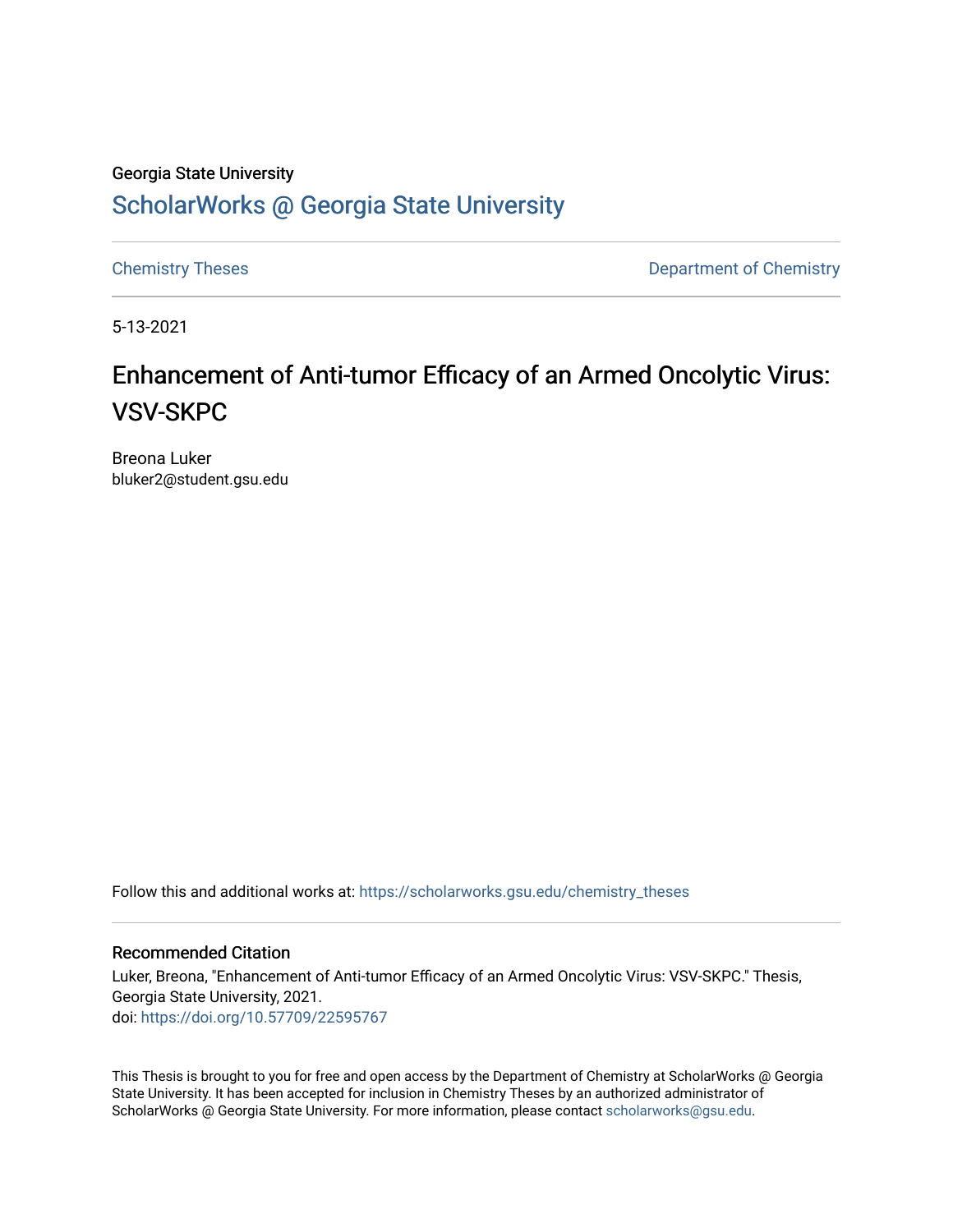Georgia State University

## ScholarWorks @ Georgia State University

Chemistry Theses | Department of Chemistry

5-13-2021

# Enhancement of Anti-tumor Efficacy of an Armed Oncolytic Virus: VSV-SKPC

Breona Luker
bluker2@student.gsu.edu

Follow this and additional works at: https://scholarworks.gsu.edu/chemistry_theses

### Recommended Citation

Luker, Breona, "Enhancement of Anti-tumor Efficacy of an Armed Oncolytic Virus: VSV-SKPC." Thesis, Georgia State University, 2021.
doi: https://doi.org/10.57709/22595767

This Thesis is brought to you for free and open access by the Department of Chemistry at ScholarWorks @ Georgia State University. It has been accepted for inclusion in Chemistry Theses by an authorized administrator of ScholarWorks @ Georgia State University. For more information, please contact scholarworks@gsu.edu.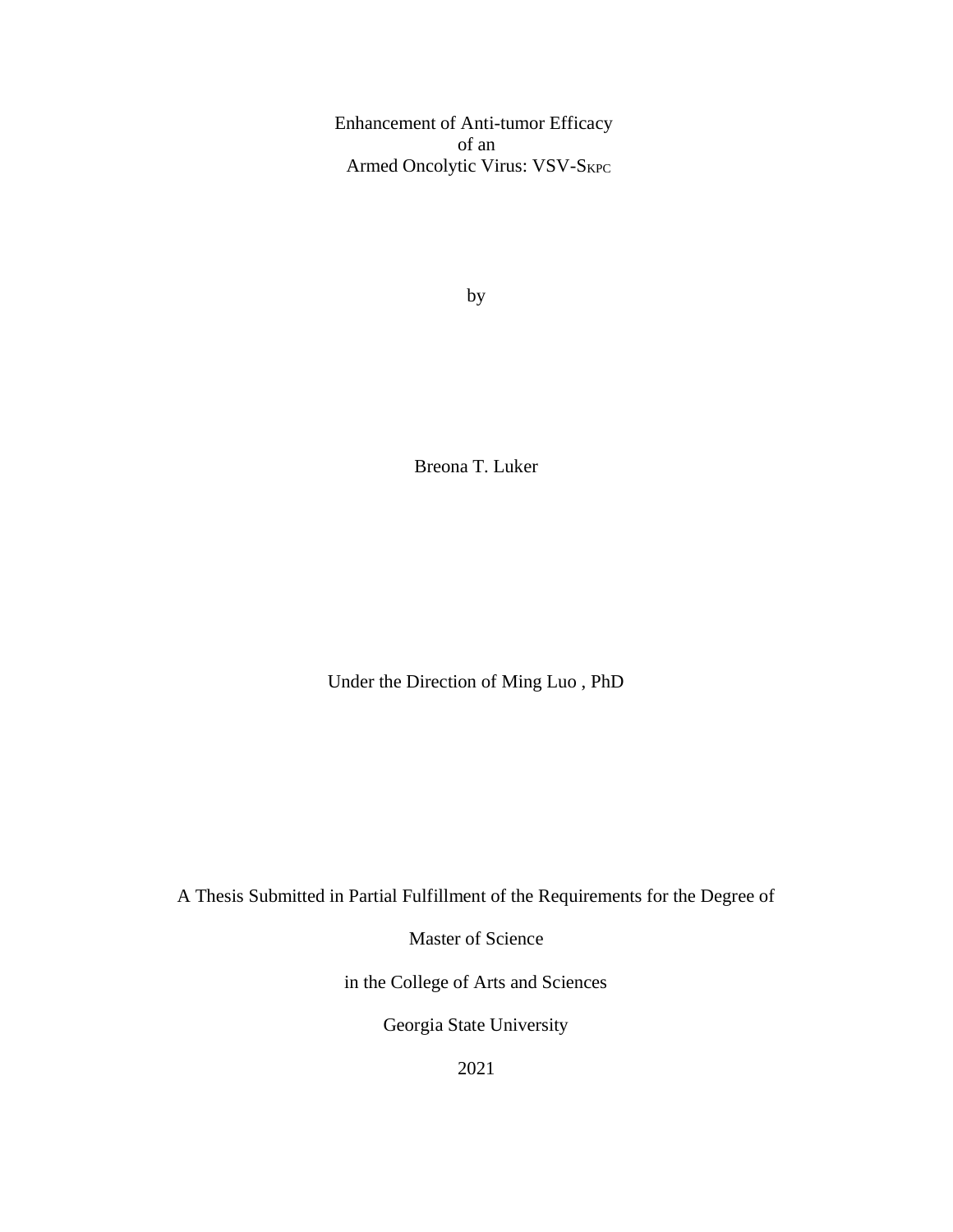Enhancement of Anti-tumor Efficacy
of an
Armed Oncolytic Virus: VSV-$S_{KPC}$

by

Breona T. Luker

Under the Direction of Ming Luo , PhD

A Thesis Submitted in Partial Fulfillment of the Requirements for the Degree of

Master of Science

in the College of Arts and Sciences

Georgia State University

2021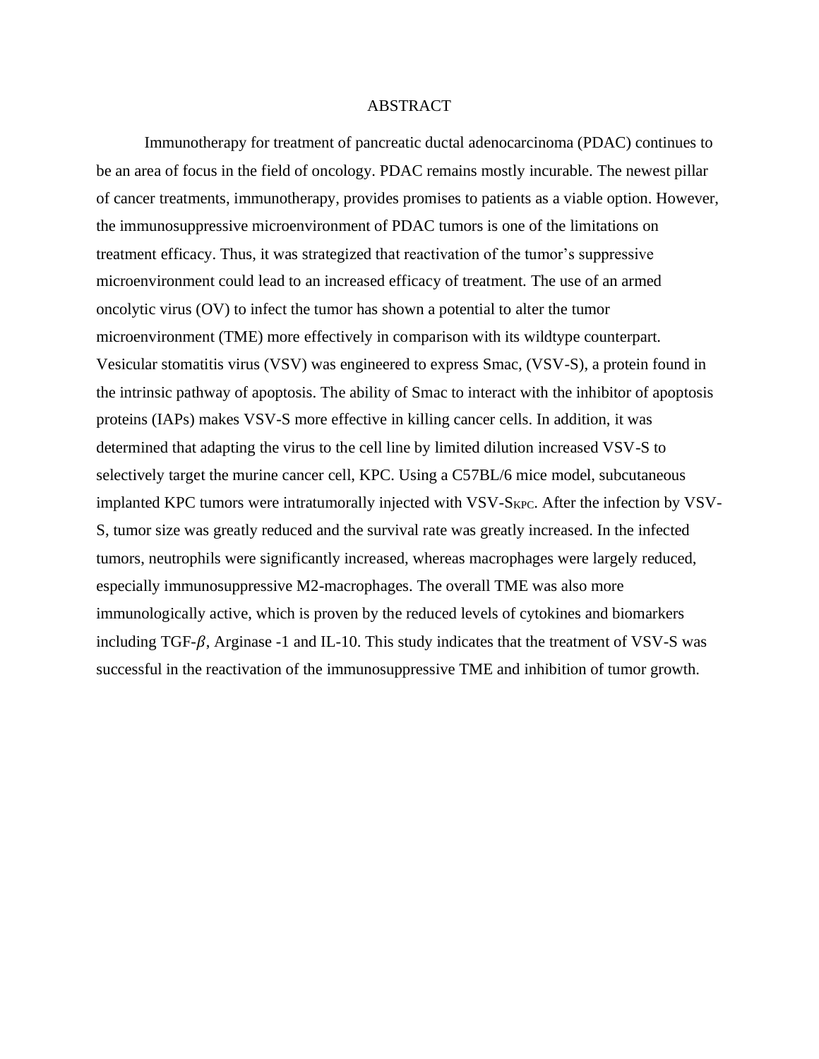# ABSTRACT

Immunotherapy for treatment of pancreatic ductal adenocarcinoma (PDAC) continues to be an area of focus in the field of oncology. PDAC remains mostly incurable. The newest pillar of cancer treatments, immunotherapy, provides promises to patients as a viable option. However, the immunosuppressive microenvironment of PDAC tumors is one of the limitations on treatment efficacy. Thus, it was strategized that reactivation of the tumor's suppressive microenvironment could lead to an increased efficacy of treatment. The use of an armed oncolytic virus (OV) to infect the tumor has shown a potential to alter the tumor microenvironment (TME) more effectively in comparison with its wildtype counterpart. Vesicular stomatitis virus (VSV) was engineered to express Smac, (VSV-S), a protein found in the intrinsic pathway of apoptosis. The ability of Smac to interact with the inhibitor of apoptosis proteins (IAPs) makes VSV-S more effective in killing cancer cells. In addition, it was determined that adapting the virus to the cell line by limited dilution increased VSV-S to selectively target the murine cancer cell, KPC. Using a C57BL/6 mice model, subcutaneous implanted KPC tumors were intratumorally injected with VSV-$S_{KPC}$. After the infection by VSV-S, tumor size was greatly reduced and the survival rate was greatly increased. In the infected tumors, neutrophils were significantly increased, whereas macrophages were largely reduced, especially immunosuppressive M2-macrophages. The overall TME was also more immunologically active, which is proven by the reduced levels of cytokines and biomarkers including TGF-$\beta$, Arginase -1 and IL-10. This study indicates that the treatment of VSV-S was successful in the reactivation of the immunosuppressive TME and inhibition of tumor growth.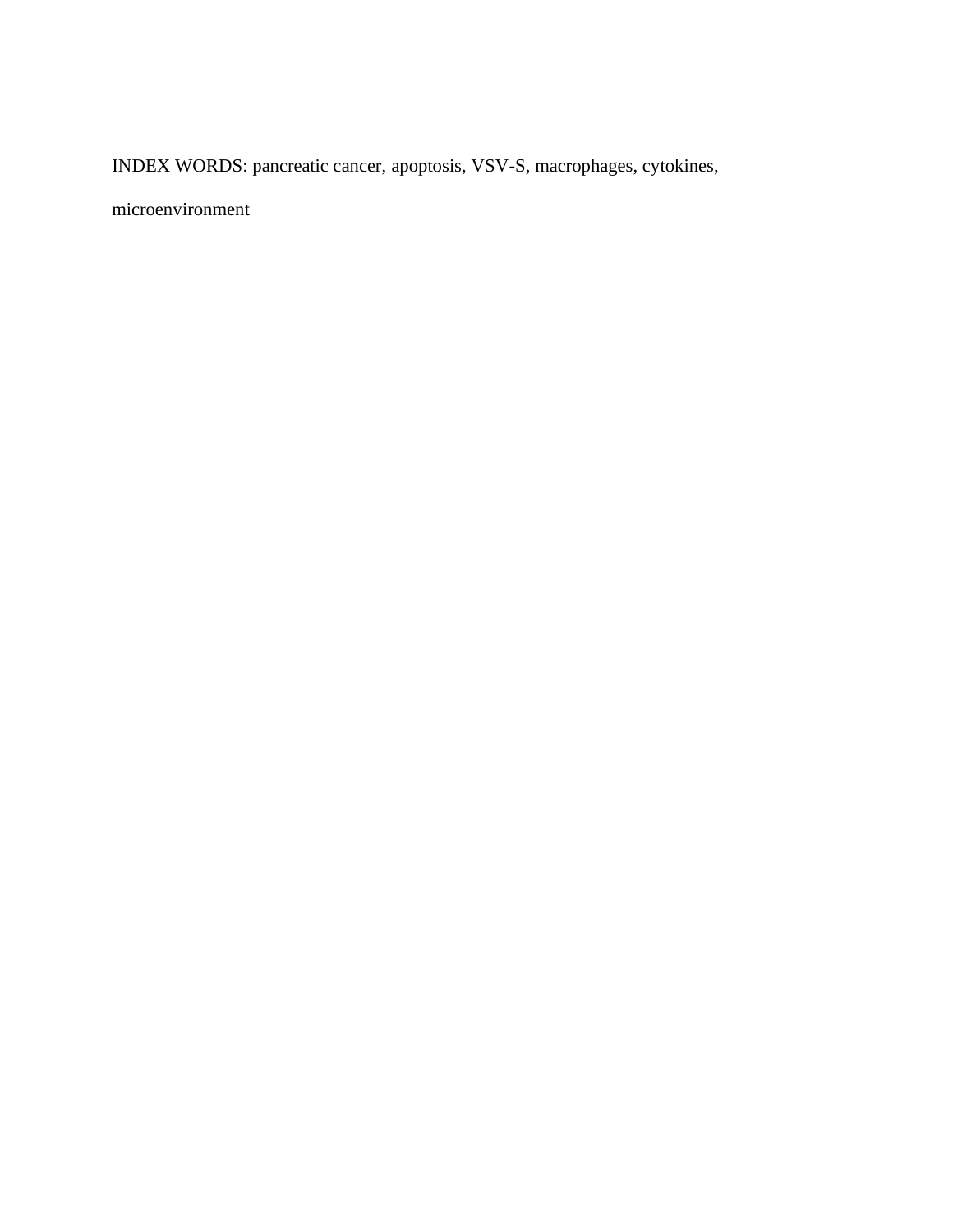INDEX WORDS: pancreatic cancer, apoptosis, VSV-S, macrophages, cytokines, microenvironment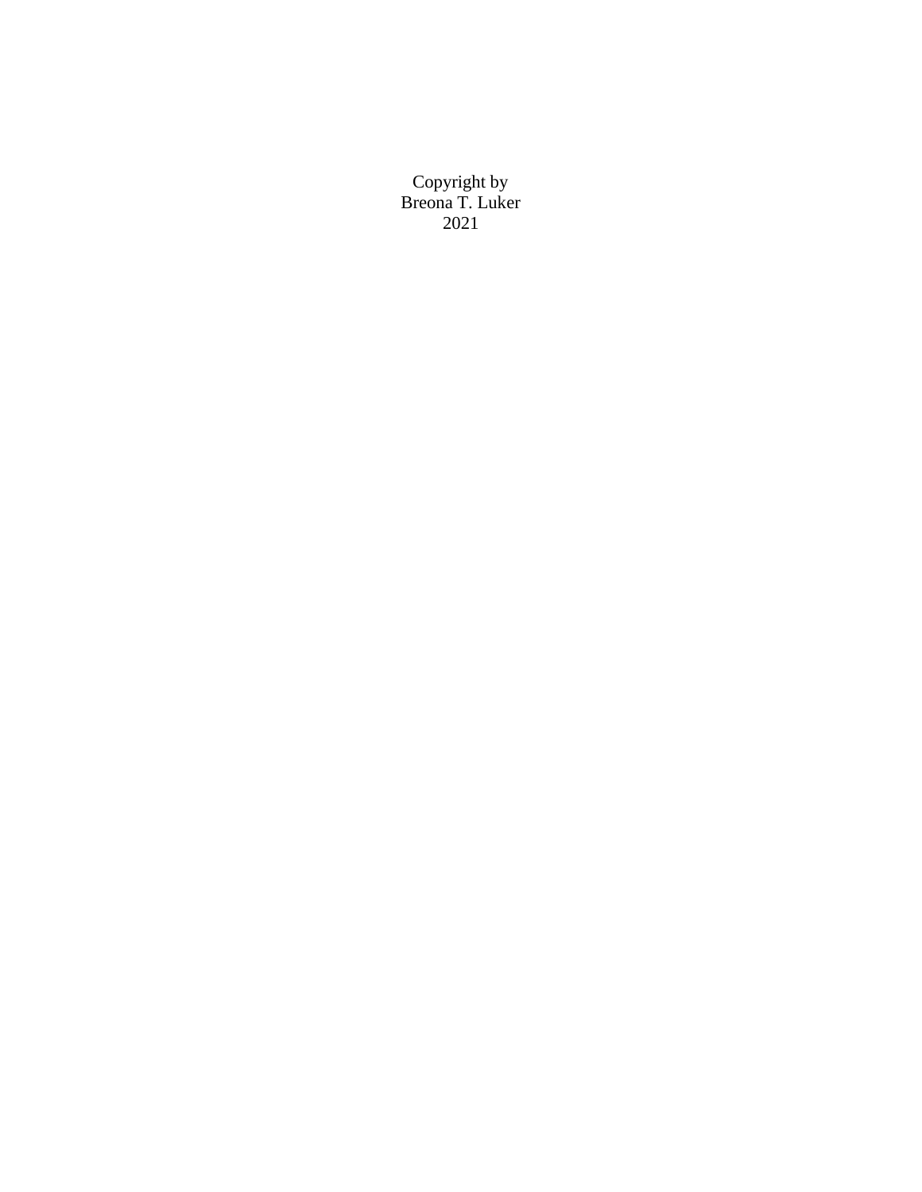Copyright by
Breona T. Luker
2021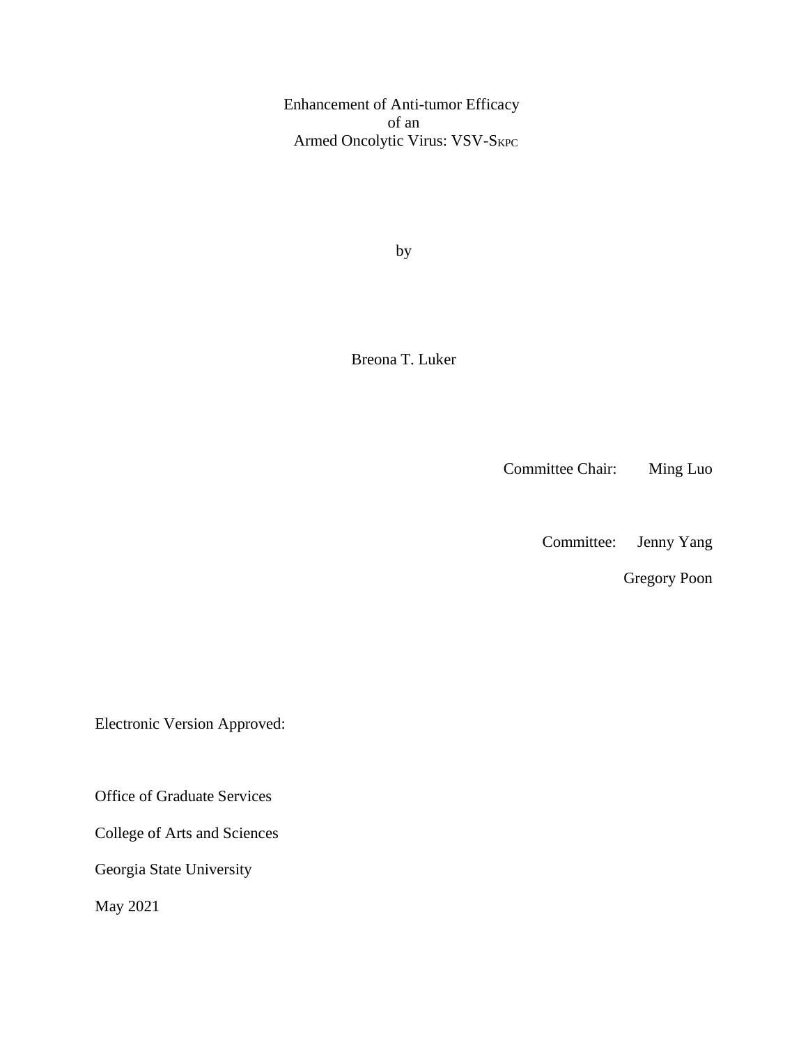Enhancement of Anti-tumor Efficacy
of an
Armed Oncolytic Virus: VSV-$S_{KPC}$

by

Breona T. Luker

Committee Chair: Ming Luo

Committee: Jenny Yang

Gregory Poon

Electronic Version Approved:

Office of Graduate Services

College of Arts and Sciences

Georgia State University

May 2021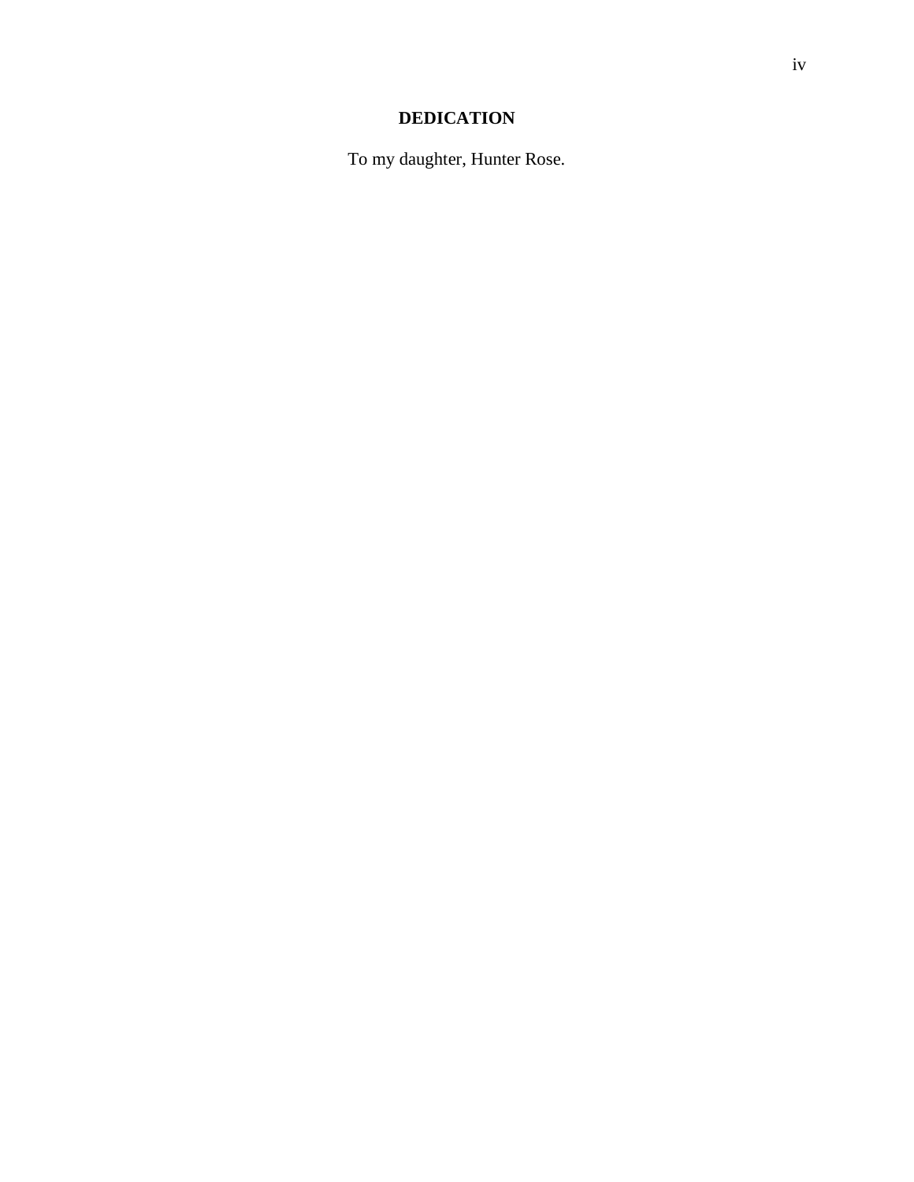## DEDICATION

To my daughter, Hunter Rose.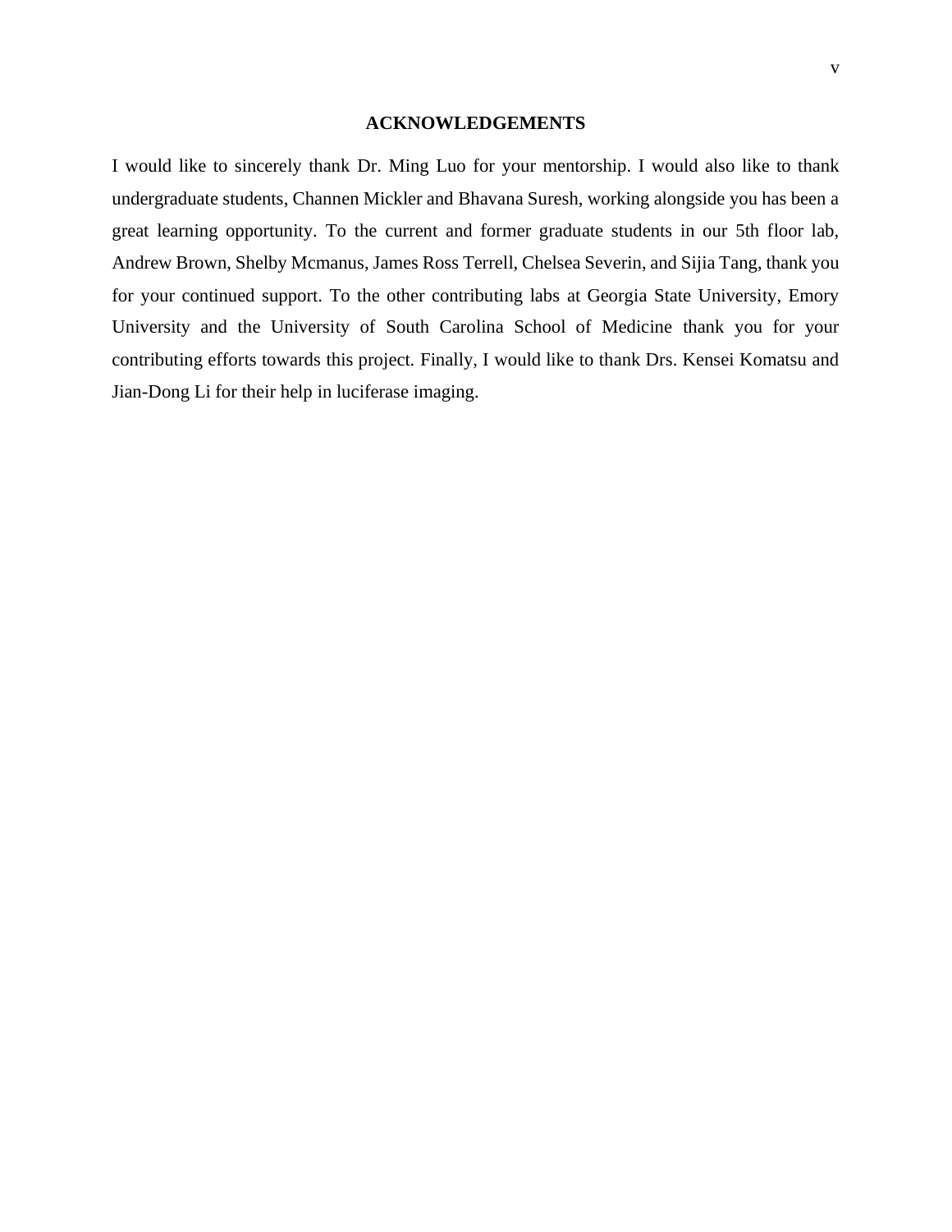## ACKNOWLEDGEMENTS

I would like to sincerely thank Dr. Ming Luo for your mentorship. I would also like to thank undergraduate students, Channen Mickler and Bhavana Suresh, working alongside you has been a great learning opportunity. To the current and former graduate students in our 5th floor lab, Andrew Brown, Shelby Mcmanus, James Ross Terrell, Chelsea Severin, and Sijia Tang, thank you for your continued support. To the other contributing labs at Georgia State University, Emory University and the University of South Carolina School of Medicine thank you for your contributing efforts towards this project. Finally, I would like to thank Drs. Kensei Komatsu and Jian-Dong Li for their help in luciferase imaging.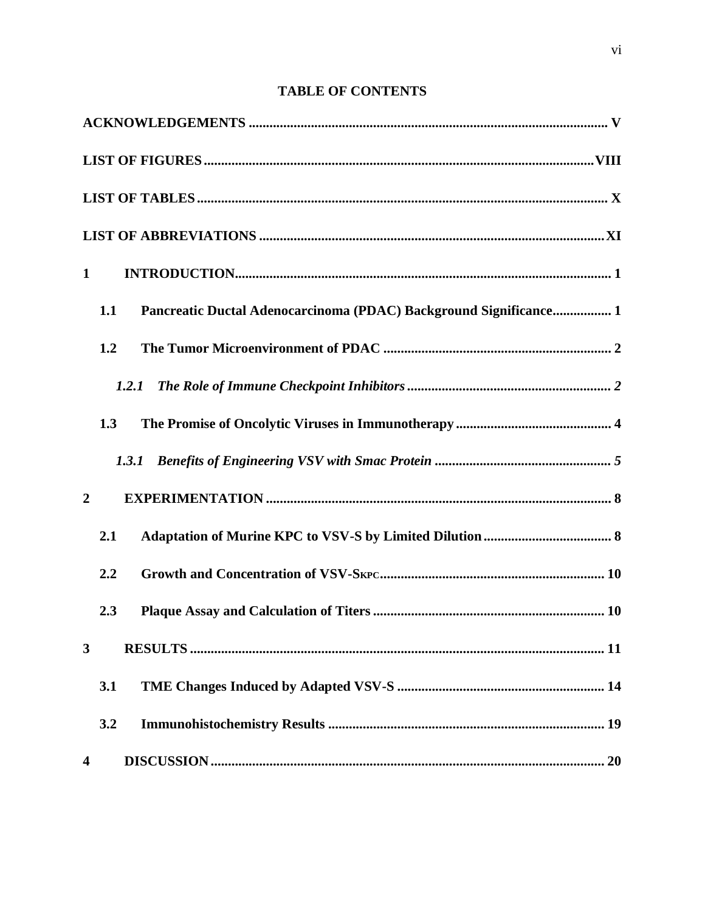**TABLE OF CONTENTS**

**ACKNOWLEDGEMENTS ........................................................................................................ V**

**LIST OF FIGURES ................................................................................................................VIII**

**LIST OF TABLES ...................................................................................................................... X**

**LIST OF ABBREVIATIONS ...................................................................................................XI**

**1 INTRODUCTION............................................................................................................ 1**

**1.1 Pancreatic Ductal Adenocarcinoma (PDAC) Background Significance................. 1**

**1.2 The Tumor Microenvironment of PDAC ................................................................. 2**

***1.2.1 The Role of Immune Checkpoint Inhibitors ........................................................... 2***

**1.3 The Promise of Oncolytic Viruses in Immunotherapy ............................................ 4**

***1.3.1 Benefits of Engineering VSV with Smac Protein ................................................... 5***

**2 EXPERIMENTATION .................................................................................................... 8**

**2.1 Adaptation of Murine KPC to VSV-S by Limited Dilution ..................................... 8**

**2.2 Growth and Concentration of VSV-S<small>KPC</small> ................................................................ 10**

**2.3 Plaque Assay and Calculation of Titers .................................................................. 10**

**3 RESULTS ....................................................................................................................... 11**

**3.1 TME Changes Induced by Adapted VSV-S ........................................................... 14**

**3.2 Immunohistochemistry Results .............................................................................. 19**

**4 DISCUSSION .................................................................................................................. 20**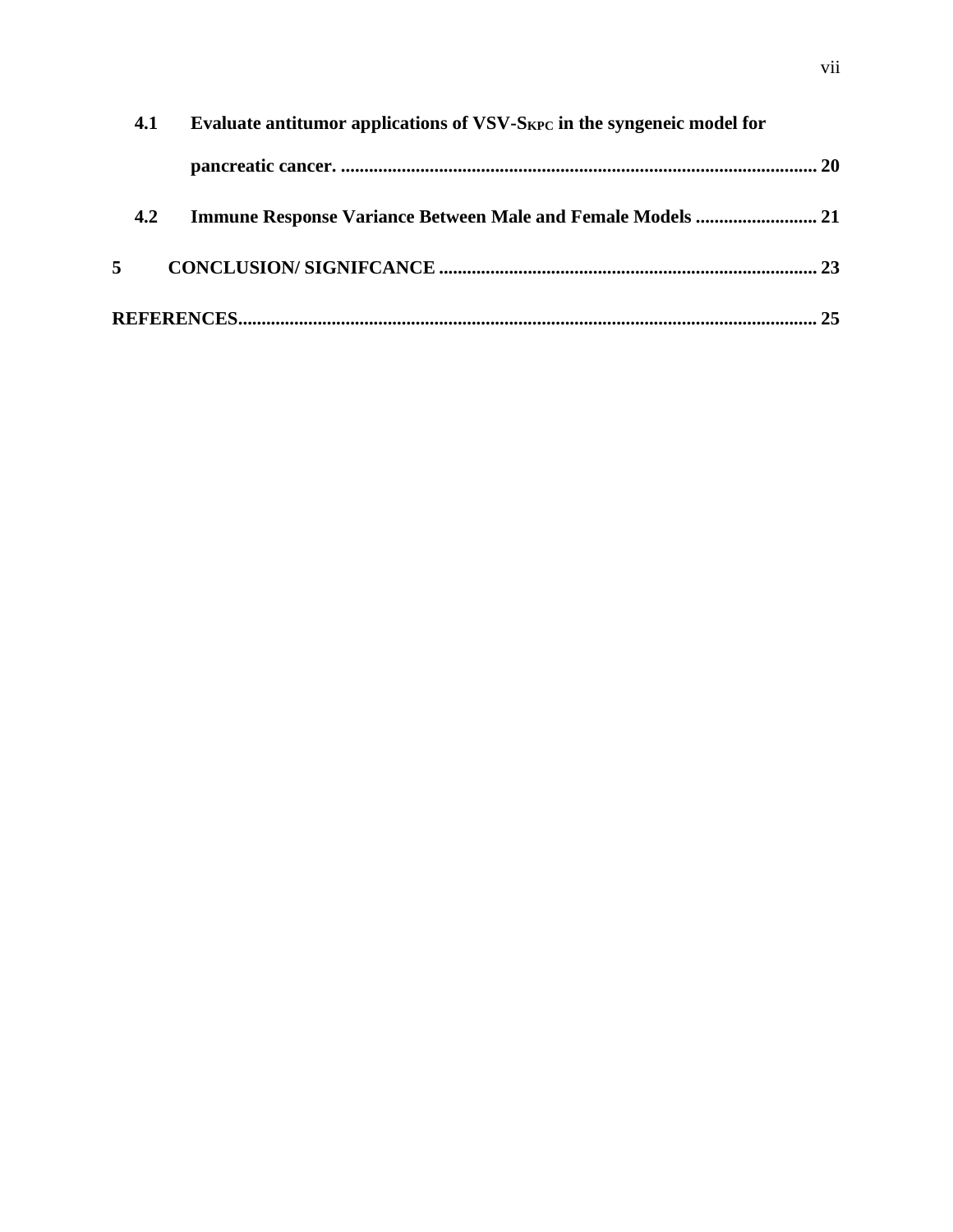**4.1 Evaluate antitumor applications of VSV-$S_{KPC}$ in the syngeneic model for pancreatic cancer. .......... 20**

**4.2 Immune Response Variance Between Male and Female Models .......... 21**

**5 CONCLUSION/ SIGNIFCANCE .......... 23**

**REFERENCES .......... 25**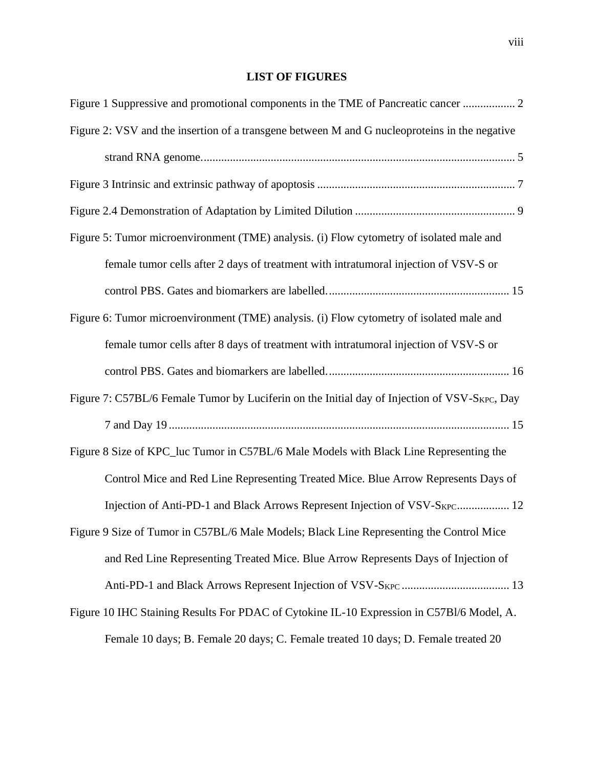## LIST OF FIGURES

Figure 1 Suppressive and promotional components in the TME of Pancreatic cancer .................. 2

Figure 2: VSV and the insertion of a transgene between M and G nucleoproteins in the negative strand RNA genome. .......................................................................................................... 5

Figure 3 Intrinsic and extrinsic pathway of apoptosis .................................................................... 7

Figure 2.4 Demonstration of Adaptation by Limited Dilution ....................................................... 9

Figure 5: Tumor microenvironment (TME) analysis. (i) Flow cytometry of isolated male and female tumor cells after 2 days of treatment with intratumoral injection of VSV-S or control PBS. Gates and biomarkers are labelled. .............................................................. 15

Figure 6: Tumor microenvironment (TME) analysis. (i) Flow cytometry of isolated male and female tumor cells after 8 days of treatment with intratumoral injection of VSV-S or control PBS. Gates and biomarkers are labelled. .............................................................. 16

Figure 7: C57BL/6 Female Tumor by Luciferin on the Initial day of Injection of VSV-$S_{KPC}$, Day 7 and Day 19 ..................................................................................................................... 15

Figure 8 Size of KPC_luc Tumor in C57BL/6 Male Models with Black Line Representing the Control Mice and Red Line Representing Treated Mice. Blue Arrow Represents Days of Injection of Anti-PD-1 and Black Arrows Represent Injection of VSV-$S_{KPC}$.................. 12

Figure 9 Size of Tumor in C57BL/6 Male Models; Black Line Representing the Control Mice and Red Line Representing Treated Mice. Blue Arrow Represents Days of Injection of Anti-PD-1 and Black Arrows Represent Injection of VSV-$S_{KPC}$ ..................................... 13

Figure 10 IHC Staining Results For PDAC of Cytokine IL-10 Expression in C57Bl/6 Model, A. Female 10 days; B. Female 20 days; C. Female treated 10 days; D. Female treated 20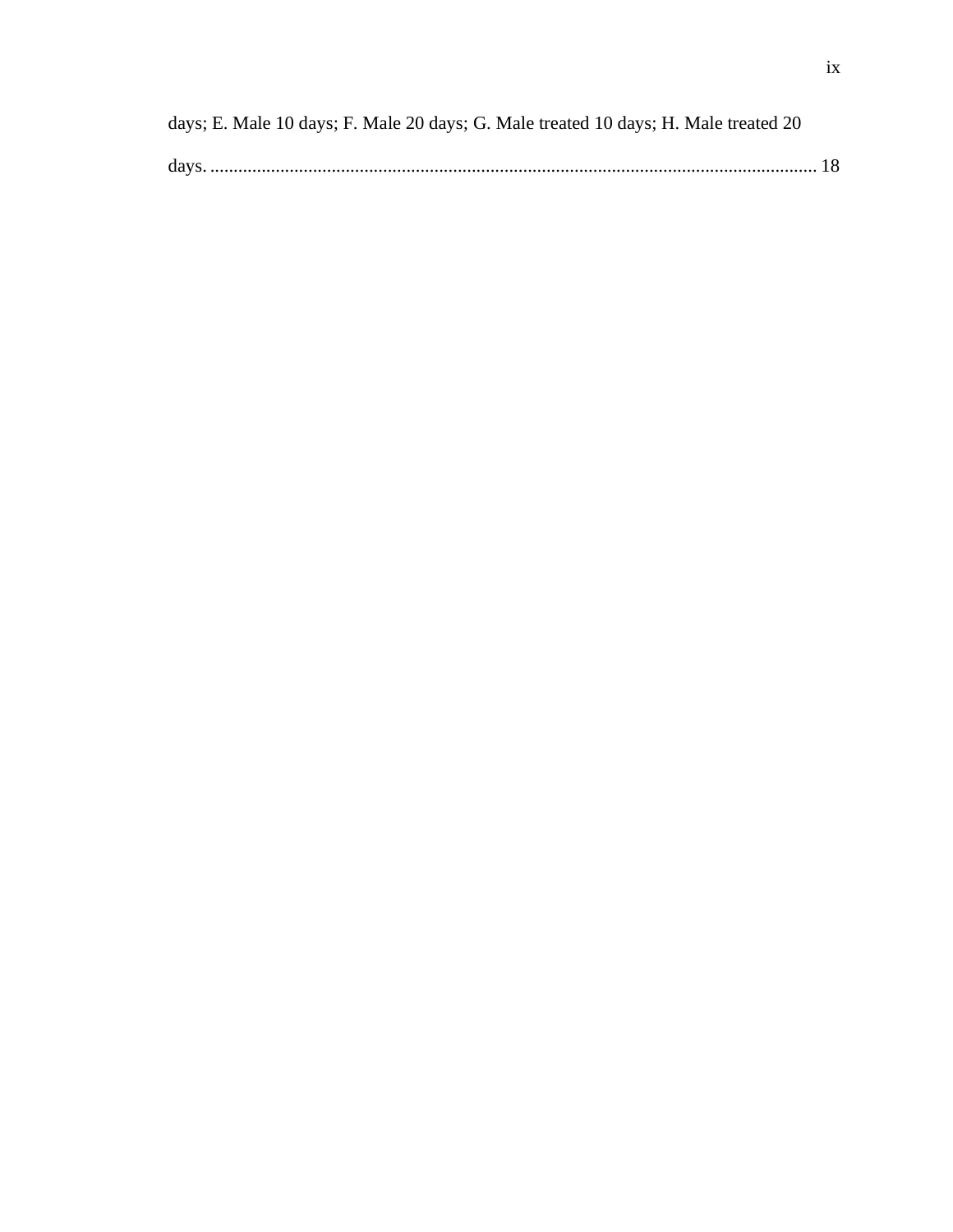days; E. Male 10 days; F. Male 20 days; G. Male treated 10 days; H. Male treated 20 days. ................................................................................................................................ 18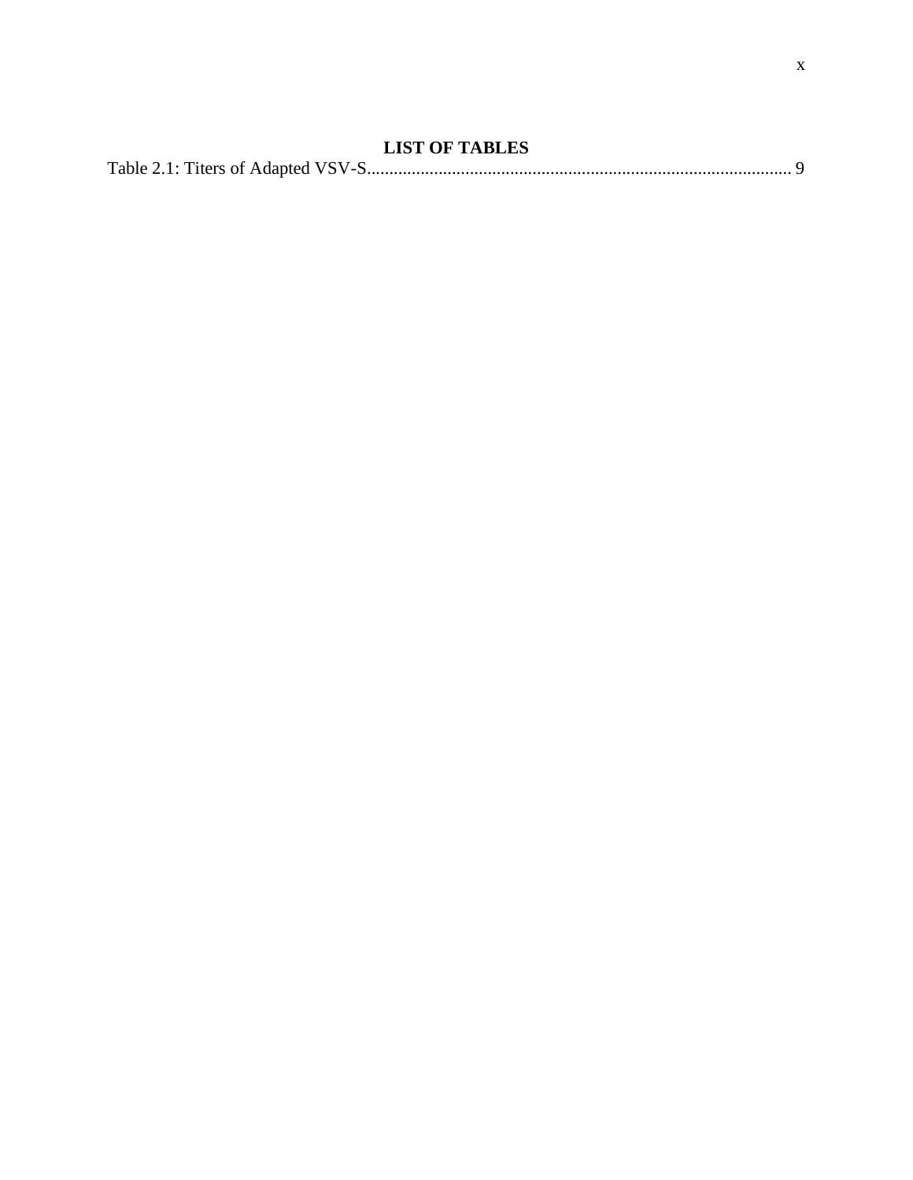## LIST OF TABLES

Table 2.1: Titers of Adapted VSV-S............................................................................................... 9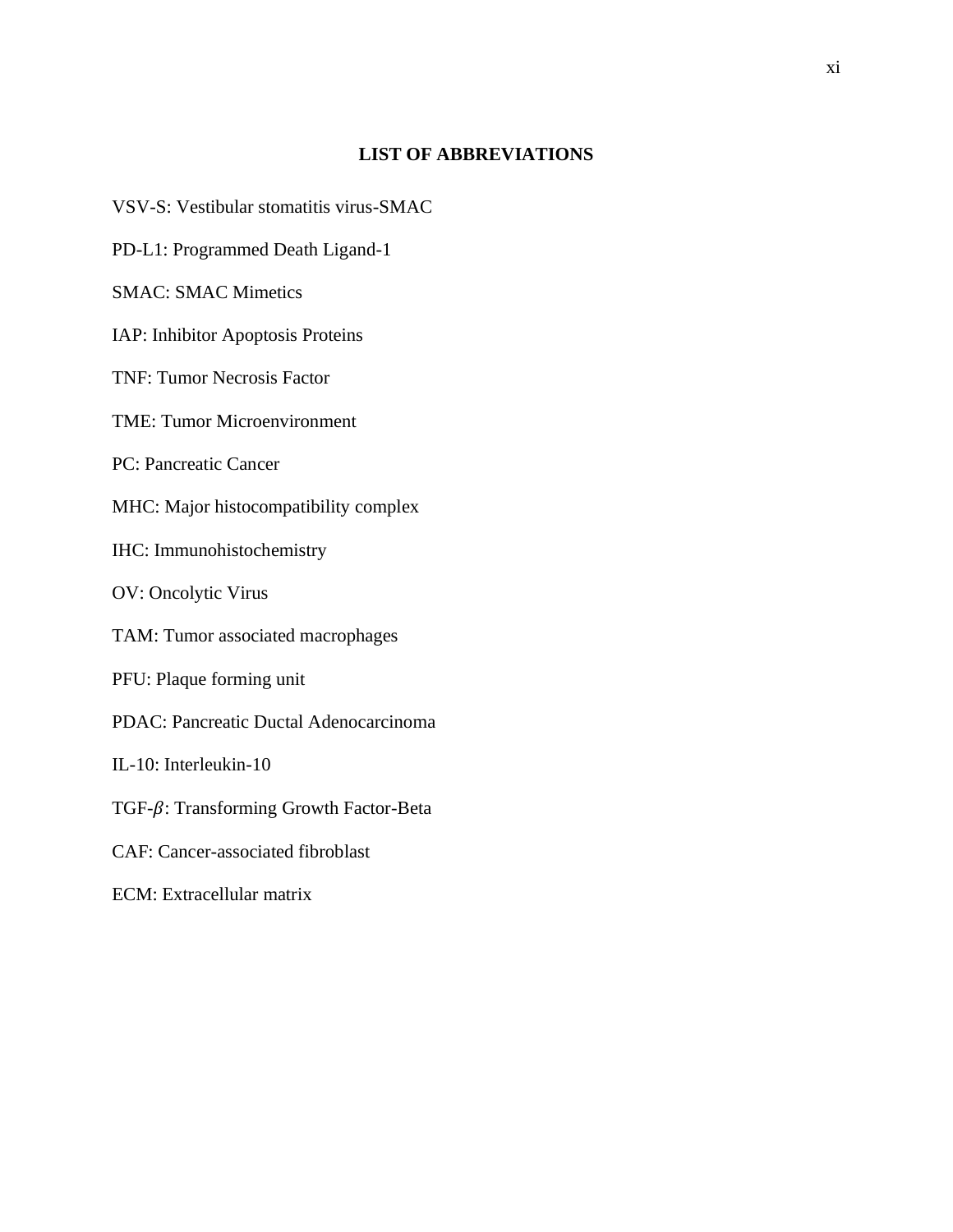## LIST OF ABBREVIATIONS

VSV-S: Vestibular stomatitis virus-SMAC

PD-L1: Programmed Death Ligand-1

SMAC: SMAC Mimetics

IAP: Inhibitor Apoptosis Proteins

TNF: Tumor Necrosis Factor

TME: Tumor Microenvironment

PC: Pancreatic Cancer

MHC: Major histocompatibility complex

IHC: Immunohistochemistry

OV: Oncolytic Virus

TAM: Tumor associated macrophages

PFU: Plaque forming unit

PDAC: Pancreatic Ductal Adenocarcinoma

IL-10: Interleukin-10

TGF-$\beta$: Transforming Growth Factor-Beta

CAF: Cancer-associated fibroblast

ECM: Extracellular matrix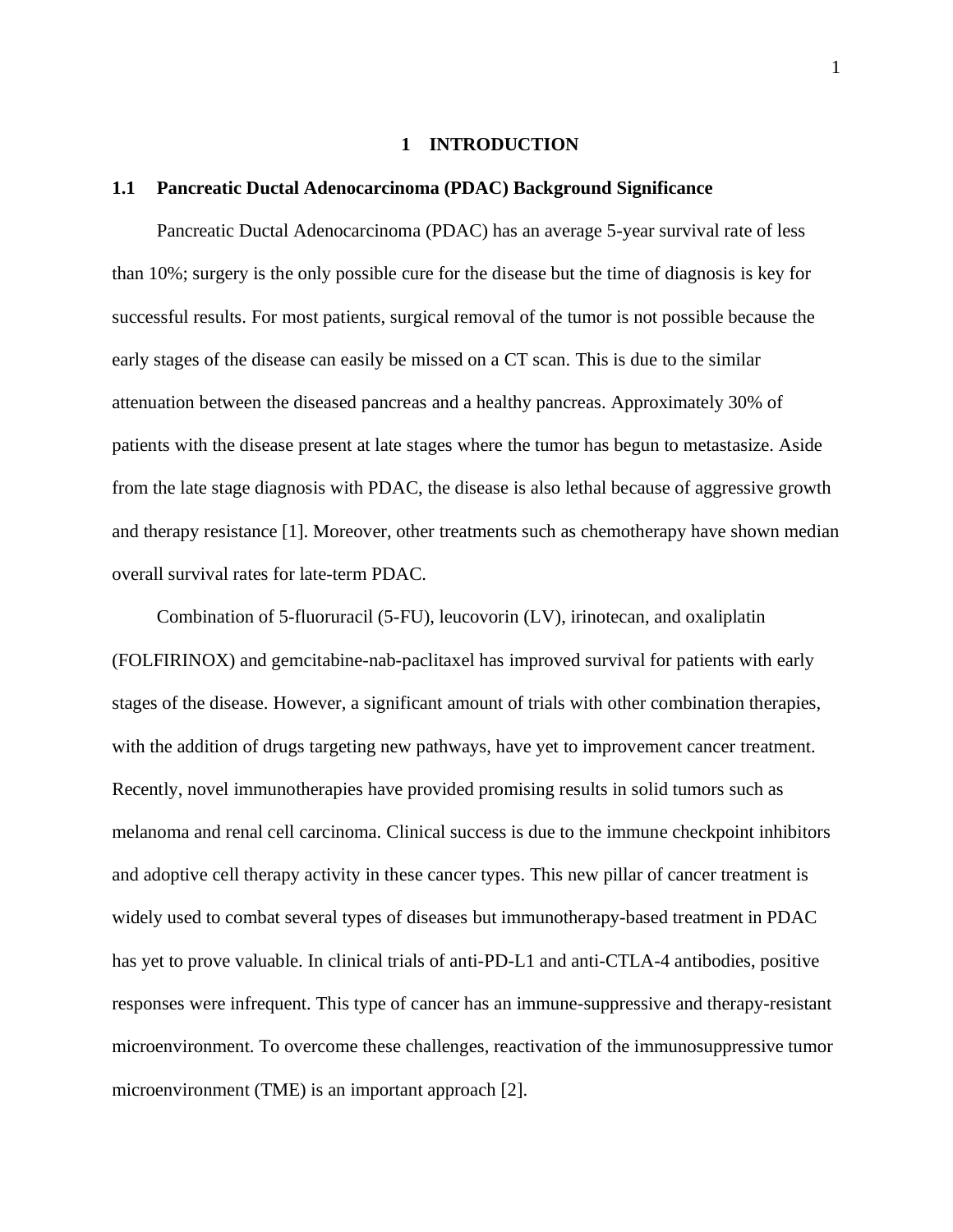# 1 INTRODUCTION

## 1.1 Pancreatic Ductal Adenocarcinoma (PDAC) Background Significance

Pancreatic Ductal Adenocarcinoma (PDAC) has an average 5-year survival rate of less than 10%; surgery is the only possible cure for the disease but the time of diagnosis is key for successful results. For most patients, surgical removal of the tumor is not possible because the early stages of the disease can easily be missed on a CT scan. This is due to the similar attenuation between the diseased pancreas and a healthy pancreas. Approximately 30% of patients with the disease present at late stages where the tumor has begun to metastasize. Aside from the late stage diagnosis with PDAC, the disease is also lethal because of aggressive growth and therapy resistance [1]. Moreover, other treatments such as chemotherapy have shown median overall survival rates for late-term PDAC.

Combination of 5-fluoruracil (5-FU), leucovorin (LV), irinotecan, and oxaliplatin (FOLFIRINOX) and gemcitabine-nab-paclitaxel has improved survival for patients with early stages of the disease. However, a significant amount of trials with other combination therapies, with the addition of drugs targeting new pathways, have yet to improvement cancer treatment. Recently, novel immunotherapies have provided promising results in solid tumors such as melanoma and renal cell carcinoma. Clinical success is due to the immune checkpoint inhibitors and adoptive cell therapy activity in these cancer types. This new pillar of cancer treatment is widely used to combat several types of diseases but immunotherapy-based treatment in PDAC has yet to prove valuable. In clinical trials of anti-PD-L1 and anti-CTLA-4 antibodies, positive responses were infrequent. This type of cancer has an immune-suppressive and therapy-resistant microenvironment. To overcome these challenges, reactivation of the immunosuppressive tumor microenvironment (TME) is an important approach [2].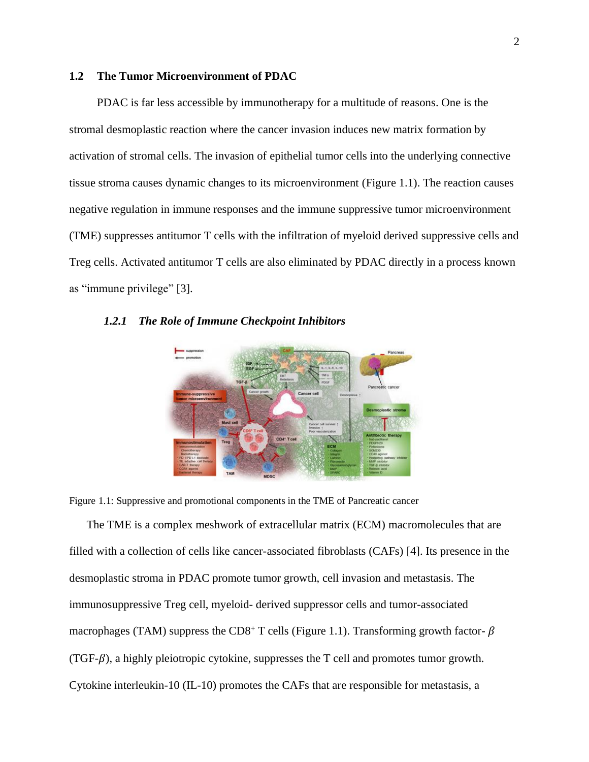## 1.2 The Tumor Microenvironment of PDAC

PDAC is far less accessible by immunotherapy for a multitude of reasons. One is the stromal desmoplastic reaction where the cancer invasion induces new matrix formation by activation of stromal cells. The invasion of epithelial tumor cells into the underlying connective tissue stroma causes dynamic changes to its microenvironment (Figure 1.1). The reaction causes negative regulation in immune responses and the immune suppressive tumor microenvironment (TME) suppresses antitumor T cells with the infiltration of myeloid derived suppressive cells and Treg cells. Activated antitumor T cells are also eliminated by PDAC directly in a process known as "immune privilege" [3].

### *1.2.1 The Role of Immune Checkpoint Inhibitors*

Figure 1.1: Suppressive and promotional components in the TME of Pancreatic cancer

The TME is a complex meshwork of extracellular matrix (ECM) macromolecules that are filled with a collection of cells like cancer-associated fibroblasts (CAFs) [4]. Its presence in the desmoplastic stroma in PDAC promote tumor growth, cell invasion and metastasis. The immunosuppressive Treg cell, myeloid- derived suppressor cells and tumor-associated macrophages (TAM) suppress the $CD8^{+}$ T cells (Figure 1.1). Transforming growth factor- $\beta$ (TGF-$\beta$), a highly pleiotropic cytokine, suppresses the T cell and promotes tumor growth. Cytokine interleukin-10 (IL-10) promotes the CAFs that are responsible for metastasis, a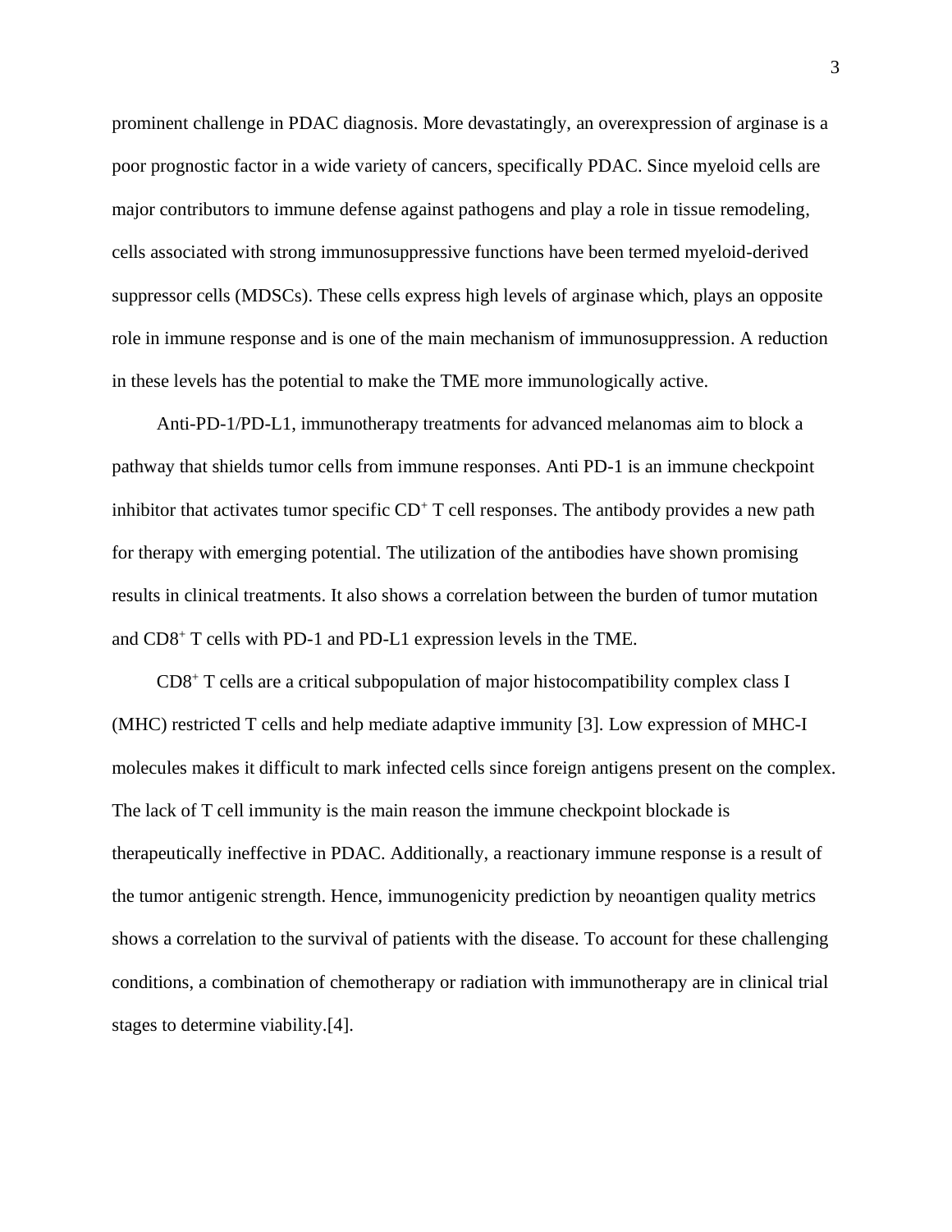prominent challenge in PDAC diagnosis. More devastatingly, an overexpression of arginase is a poor prognostic factor in a wide variety of cancers, specifically PDAC. Since myeloid cells are major contributors to immune defense against pathogens and play a role in tissue remodeling, cells associated with strong immunosuppressive functions have been termed myeloid-derived suppressor cells (MDSCs). These cells express high levels of arginase which, plays an opposite role in immune response and is one of the main mechanism of immunosuppression. A reduction in these levels has the potential to make the TME more immunologically active.

Anti-PD-1/PD-L1, immunotherapy treatments for advanced melanomas aim to block a pathway that shields tumor cells from immune responses. Anti PD-1 is an immune checkpoint inhibitor that activates tumor specific $CD^+$ T cell responses. The antibody provides a new path for therapy with emerging potential. The utilization of the antibodies have shown promising results in clinical treatments. It also shows a correlation between the burden of tumor mutation and $CD8^+$ T cells with PD-1 and PD-L1 expression levels in the TME.

$CD8^+$ T cells are a critical subpopulation of major histocompatibility complex class I (MHC) restricted T cells and help mediate adaptive immunity [3]. Low expression of MHC-I molecules makes it difficult to mark infected cells since foreign antigens present on the complex. The lack of T cell immunity is the main reason the immune checkpoint blockade is therapeutically ineffective in PDAC. Additionally, a reactionary immune response is a result of the tumor antigenic strength. Hence, immunogenicity prediction by neoantigen quality metrics shows a correlation to the survival of patients with the disease. To account for these challenging conditions, a combination of chemotherapy or radiation with immunotherapy are in clinical trial stages to determine viability.[4].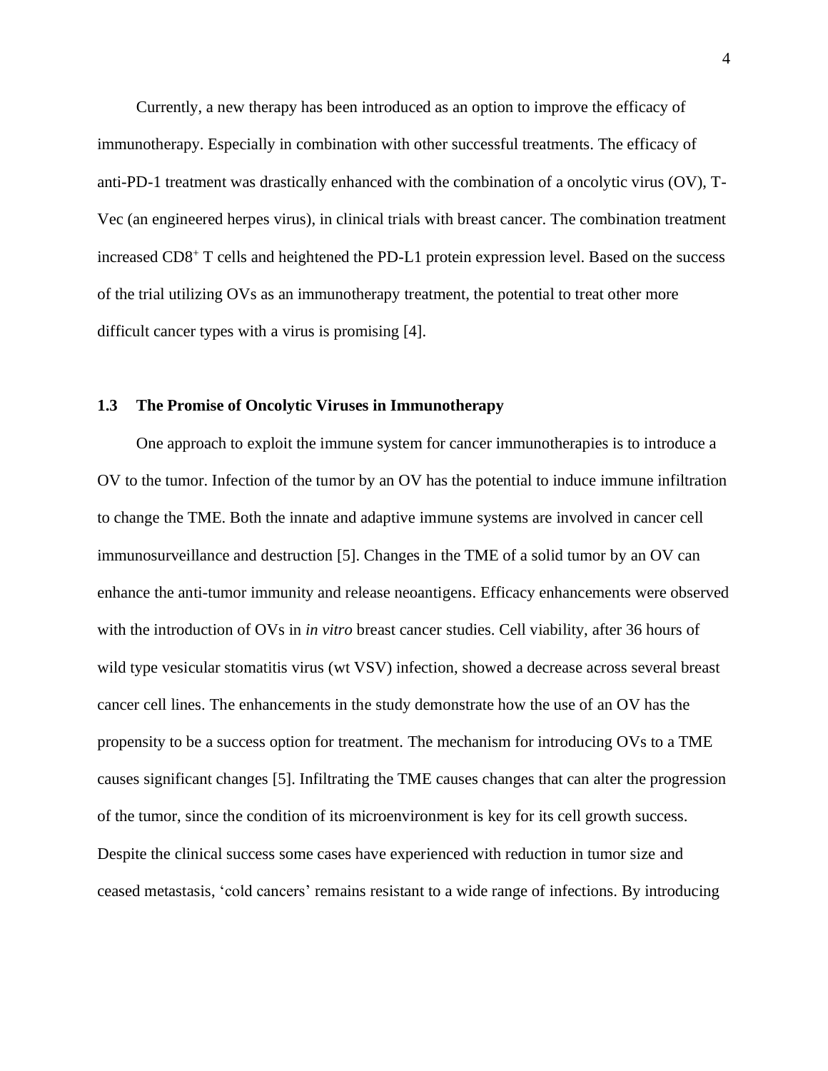Currently, a new therapy has been introduced as an option to improve the efficacy of immunotherapy. Especially in combination with other successful treatments. The efficacy of anti-PD-1 treatment was drastically enhanced with the combination of a oncolytic virus (OV), T-Vec (an engineered herpes virus), in clinical trials with breast cancer. The combination treatment increased $CD8^+$ T cells and heightened the PD-L1 protein expression level. Based on the success of the trial utilizing OVs as an immunotherapy treatment, the potential to treat other more difficult cancer types with a virus is promising [4].

### 1.3 The Promise of Oncolytic Viruses in Immunotherapy

One approach to exploit the immune system for cancer immunotherapies is to introduce a OV to the tumor. Infection of the tumor by an OV has the potential to induce immune infiltration to change the TME. Both the innate and adaptive immune systems are involved in cancer cell immunosurveillance and destruction [5]. Changes in the TME of a solid tumor by an OV can enhance the anti-tumor immunity and release neoantigens. Efficacy enhancements were observed with the introduction of OVs in *in vitro* breast cancer studies. Cell viability, after 36 hours of wild type vesicular stomatitis virus (wt VSV) infection, showed a decrease across several breast cancer cell lines. The enhancements in the study demonstrate how the use of an OV has the propensity to be a success option for treatment. The mechanism for introducing OVs to a TME causes significant changes [5]. Infiltrating the TME causes changes that can alter the progression of the tumor, since the condition of its microenvironment is key for its cell growth success. Despite the clinical success some cases have experienced with reduction in tumor size and ceased metastasis, 'cold cancers' remains resistant to a wide range of infections. By introducing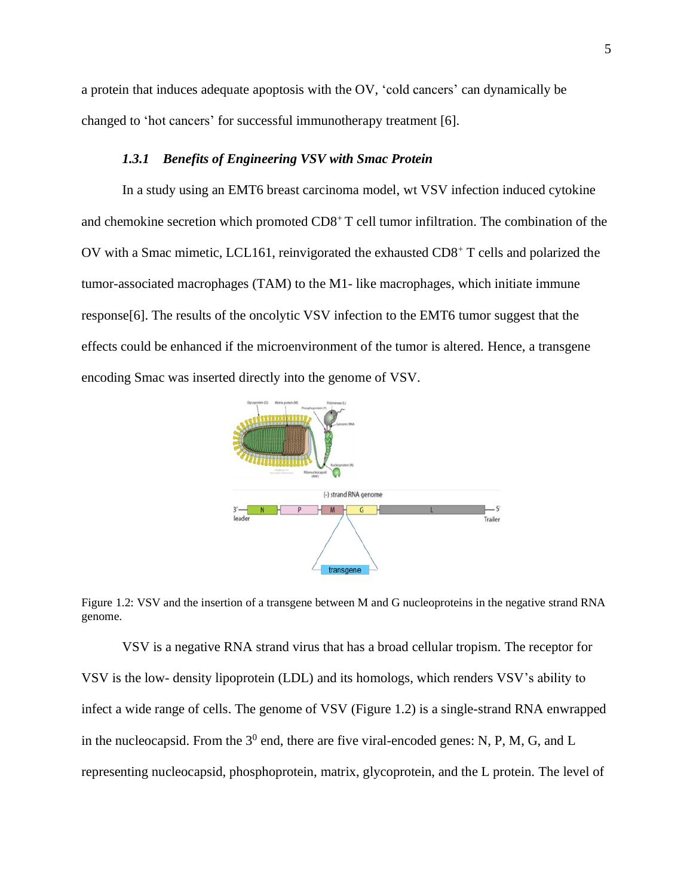a protein that induces adequate apoptosis with the OV, 'cold cancers' can dynamically be changed to 'hot cancers' for successful immunotherapy treatment [6].

### *1.3.1 Benefits of Engineering VSV with Smac Protein*

In a study using an EMT6 breast carcinoma model, wt VSV infection induced cytokine and chemokine secretion which promoted $CD8^+$ T cell tumor infiltration. The combination of the OV with a Smac mimetic, LCL161, reinvigorated the exhausted $CD8^+$ T cells and polarized the tumor-associated macrophages (TAM) to the M1- like macrophages, which initiate immune response[6]. The results of the oncolytic VSV infection to the EMT6 tumor suggest that the effects could be enhanced if the microenvironment of the tumor is altered. Hence, a transgene encoding Smac was inserted directly into the genome of VSV.

Figure 1.2: VSV and the insertion of a transgene between M and G nucleoproteins in the negative strand RNA genome.

VSV is a negative RNA strand virus that has a broad cellular tropism. The receptor for VSV is the low- density lipoprotein (LDL) and its homologs, which renders VSV's ability to infect a wide range of cells. The genome of VSV (Figure 1.2) is a single-strand RNA enwrapped in the nucleocapsid. From the $3^0$ end, there are five viral-encoded genes: N, P, M, G, and L representing nucleocapsid, phosphoprotein, matrix, glycoprotein, and the L protein. The level of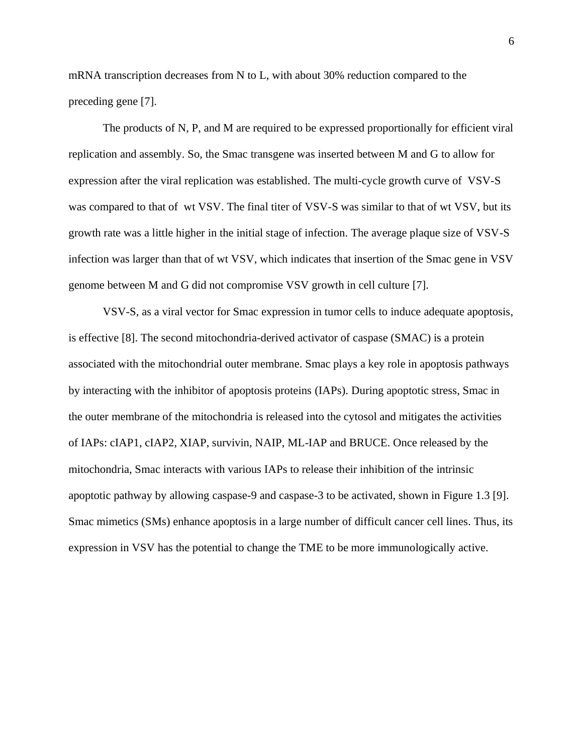mRNA transcription decreases from N to L, with about 30% reduction compared to the preceding gene [7].

The products of N, P, and M are required to be expressed proportionally for efficient viral replication and assembly. So, the Smac transgene was inserted between M and G to allow for expression after the viral replication was established. The multi-cycle growth curve of VSV-S was compared to that of wt VSV. The final titer of VSV-S was similar to that of wt VSV, but its growth rate was a little higher in the initial stage of infection. The average plaque size of VSV-S infection was larger than that of wt VSV, which indicates that insertion of the Smac gene in VSV genome between M and G did not compromise VSV growth in cell culture [7].

VSV-S, as a viral vector for Smac expression in tumor cells to induce adequate apoptosis, is effective [8]. The second mitochondria-derived activator of caspase (SMAC) is a protein associated with the mitochondrial outer membrane. Smac plays a key role in apoptosis pathways by interacting with the inhibitor of apoptosis proteins (IAPs). During apoptotic stress, Smac in the outer membrane of the mitochondria is released into the cytosol and mitigates the activities of IAPs: cIAP1, cIAP2, XIAP, survivin, NAIP, ML-IAP and BRUCE. Once released by the mitochondria, Smac interacts with various IAPs to release their inhibition of the intrinsic apoptotic pathway by allowing caspase-9 and caspase-3 to be activated, shown in Figure 1.3 [9]. Smac mimetics (SMs) enhance apoptosis in a large number of difficult cancer cell lines. Thus, its expression in VSV has the potential to change the TME to be more immunologically active.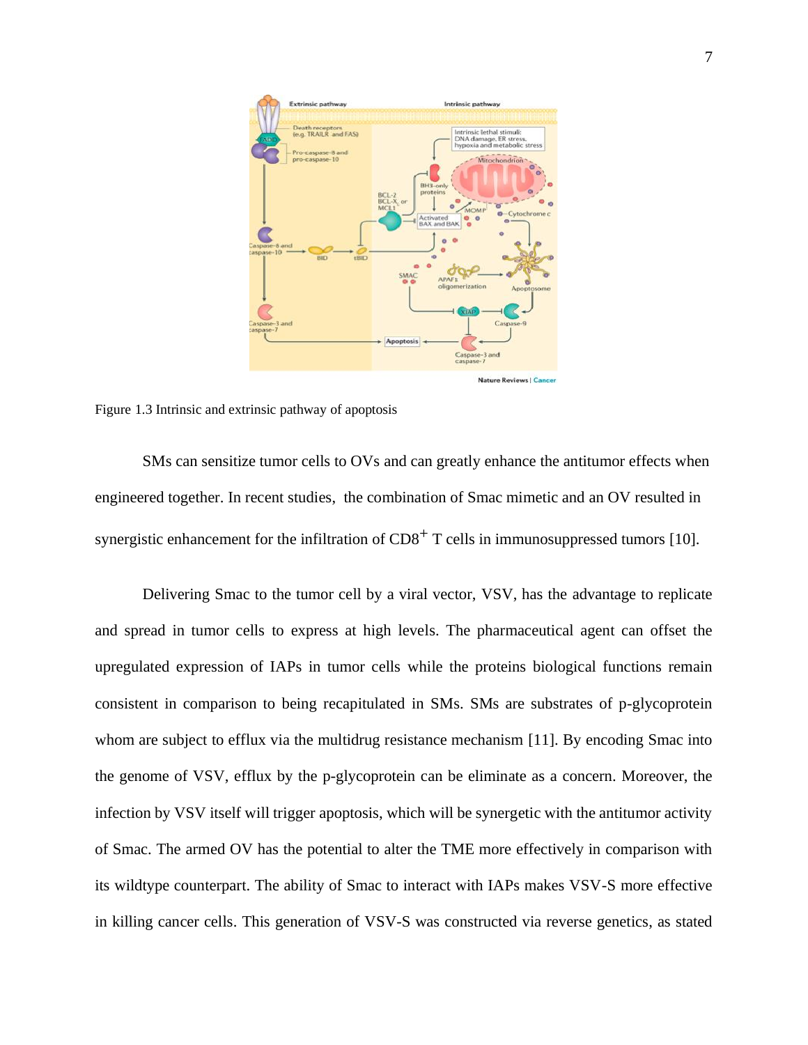Figure 1.3 Intrinsic and extrinsic pathway of apoptosis

SMs can sensitize tumor cells to OVs and can greatly enhance the antitumor effects when engineered together. In recent studies, the combination of Smac mimetic and an OV resulted in synergistic enhancement for the infiltration of $CD8^+$ T cells in immunosuppressed tumors [10].

Delivering Smac to the tumor cell by a viral vector, VSV, has the advantage to replicate and spread in tumor cells to express at high levels. The pharmaceutical agent can offset the upregulated expression of IAPs in tumor cells while the proteins biological functions remain consistent in comparison to being recapitulated in SMs. SMs are substrates of p-glycoprotein whom are subject to efflux via the multidrug resistance mechanism [11]. By encoding Smac into the genome of VSV, efflux by the p-glycoprotein can be eliminate as a concern. Moreover, the infection by VSV itself will trigger apoptosis, which will be synergetic with the antitumor activity of Smac. The armed OV has the potential to alter the TME more effectively in comparison with its wildtype counterpart. The ability of Smac to interact with IAPs makes VSV-S more effective in killing cancer cells. This generation of VSV-S was constructed via reverse genetics, as stated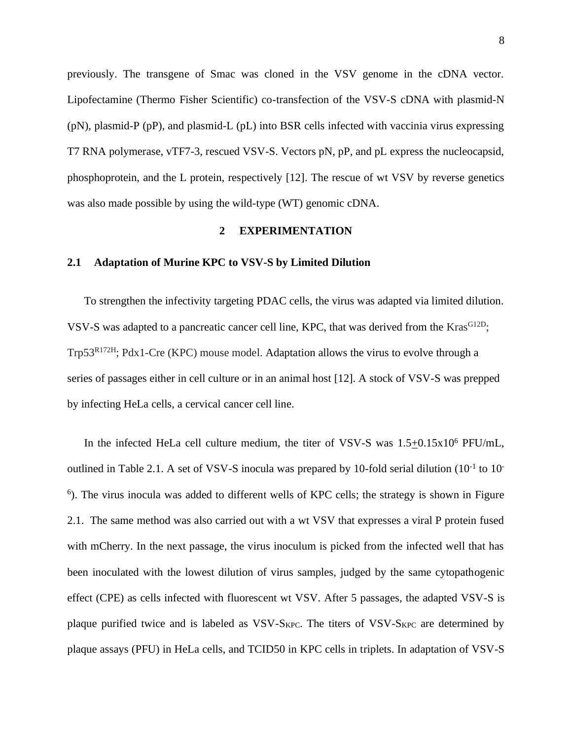previously. The transgene of Smac was cloned in the VSV genome in the cDNA vector. Lipofectamine (Thermo Fisher Scientific) co-transfection of the VSV-S cDNA with plasmid-N (pN), plasmid-P (pP), and plasmid-L (pL) into BSR cells infected with vaccinia virus expressing T7 RNA polymerase, vTF7-3, rescued VSV-S. Vectors pN, pP, and pL express the nucleocapsid, phosphoprotein, and the L protein, respectively [12]. The rescue of wt VSV by reverse genetics was also made possible by using the wild-type (WT) genomic cDNA.

# 2 EXPERIMENTATION

## 2.1 Adaptation of Murine KPC to VSV-S by Limited Dilution

To strengthen the infectivity targeting PDAC cells, the virus was adapted via limited dilution. VSV-S was adapted to a pancreatic cancer cell line, KPC, that was derived from the $Kras^{G12D}$; $Trp53^{R172H}$; Pdx1-Cre (KPC) mouse model. Adaptation allows the virus to evolve through a series of passages either in cell culture or in an animal host [12]. A stock of VSV-S was prepped by infecting HeLa cells, a cervical cancer cell line.

In the infected HeLa cell culture medium, the titer of VSV-S was $1.5 \pm 0.15 \times 10^6$ PFU/mL, outlined in Table 2.1. A set of VSV-S inocula was prepared by 10-fold serial dilution ($10^{-1}$ to $10^{-6}$). The virus inocula was added to different wells of KPC cells; the strategy is shown in Figure 2.1. The same method was also carried out with a wt VSV that expresses a viral P protein fused with mCherry. In the next passage, the virus inoculum is picked from the infected well that has been inoculated with the lowest dilution of virus samples, judged by the same cytopathogenic effect (CPE) as cells infected with fluorescent wt VSV. After 5 passages, the adapted VSV-S is plaque purified twice and is labeled as VSV-$S_{KPC}$. The titers of VSV-$S_{KPC}$ are determined by plaque assays (PFU) in HeLa cells, and TCID50 in KPC cells in triplets. In adaptation of VSV-S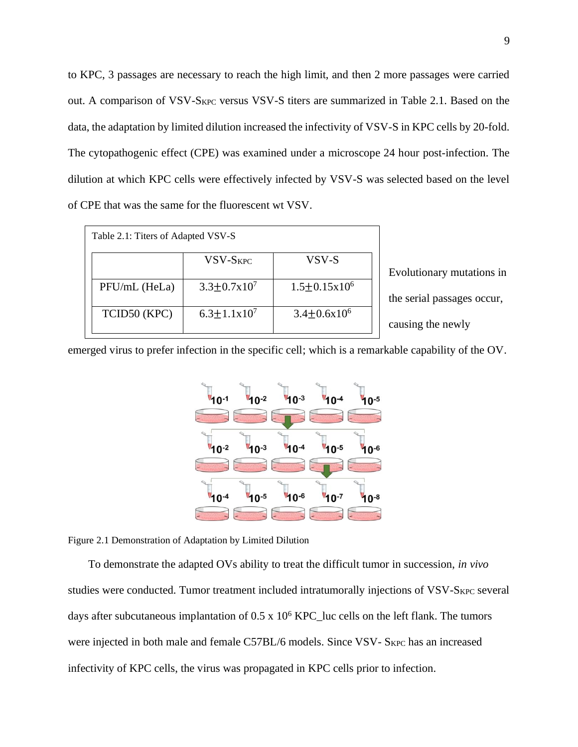to KPC, 3 passages are necessary to reach the high limit, and then 2 more passages were carried out. A comparison of VSV-$S_{KPC}$ versus VSV-S titers are summarized in Table 2.1. Based on the data, the adaptation by limited dilution increased the infectivity of VSV-S in KPC cells by 20-fold. The cytopathogenic effect (CPE) was examined under a microscope 24 hour post-infection. The dilution at which KPC cells were effectively infected by VSV-S was selected based on the level of CPE that was the same for the fluorescent wt VSV.

Table 2.1: Titers of Adapted VSV-S

| | VSV-$S_{KPC}$ | VSV-S |
|---|---|---|
| PFU/mL (HeLa) | $3.3 \pm 0.7 \times 10^7$ | $1.5 \pm 0.15 \times 10^6$ |
| TCID50 (KPC) | $6.3 \pm 1.1 \times 10^7$ | $3.4 \pm 0.6 \times 10^6$ |

Evolutionary mutations in the serial passages occur, causing the newly emerged virus to prefer infection in the specific cell; which is a remarkable capability of the OV.

Figure 2.1 Demonstration of Adaptation by Limited Dilution

To demonstrate the adapted OVs ability to treat the difficult tumor in succession, *in vivo* studies were conducted. Tumor treatment included intratumorally injections of VSV-$S_{KPC}$ several days after subcutaneous implantation of $0.5 \times 10^6$ KPC_luc cells on the left flank. The tumors were injected in both male and female C57BL/6 models. Since VSV- $S_{KPC}$ has an increased infectivity of KPC cells, the virus was propagated in KPC cells prior to infection.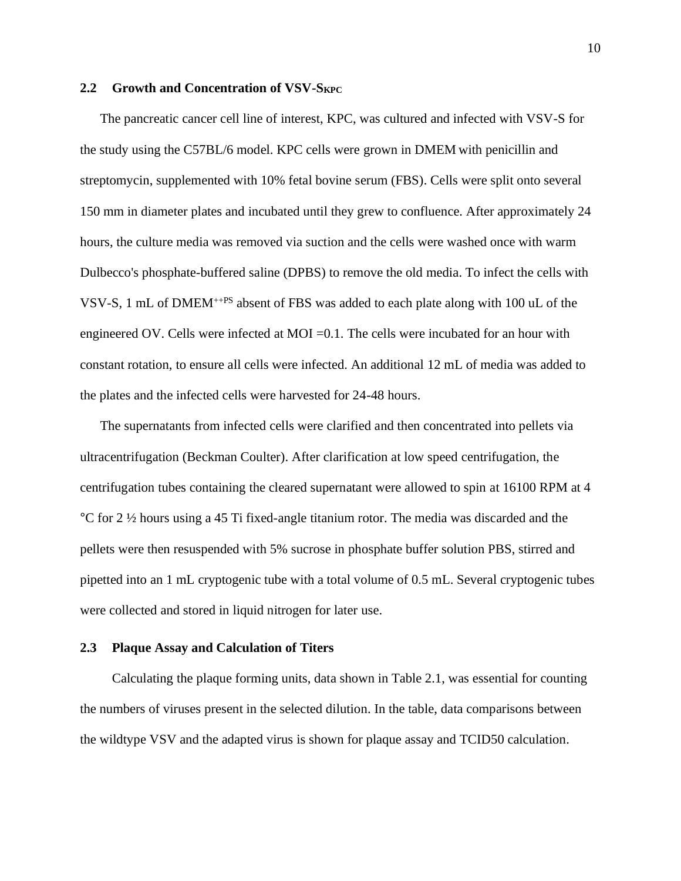## 2.2 Growth and Concentration of VSV-$S_{KPC}$

The pancreatic cancer cell line of interest, KPC, was cultured and infected with VSV-S for the study using the C57BL/6 model. KPC cells were grown in DMEM with penicillin and streptomycin, supplemented with 10% fetal bovine serum (FBS). Cells were split onto several 150 mm in diameter plates and incubated until they grew to confluence. After approximately 24 hours, the culture media was removed via suction and the cells were washed once with warm Dulbecco's phosphate-buffered saline (DPBS) to remove the old media. To infect the cells with VSV-S, 1 mL of $DMEM^{++PS}$ absent of FBS was added to each plate along with 100 uL of the engineered OV. Cells were infected at MOI =0.1. The cells were incubated for an hour with constant rotation, to ensure all cells were infected. An additional 12 mL of media was added to the plates and the infected cells were harvested for 24-48 hours.

The supernatants from infected cells were clarified and then concentrated into pellets via ultracentrifugation (Beckman Coulter). After clarification at low speed centrifugation, the centrifugation tubes containing the cleared supernatant were allowed to spin at 16100 RPM at 4 °C for 2 ½ hours using a 45 Ti fixed-angle titanium rotor. The media was discarded and the pellets were then resuspended with 5% sucrose in phosphate buffer solution PBS, stirred and pipetted into an 1 mL cryptogenic tube with a total volume of 0.5 mL. Several cryptogenic tubes were collected and stored in liquid nitrogen for later use.

## 2.3 Plaque Assay and Calculation of Titers

Calculating the plaque forming units, data shown in Table 2.1, was essential for counting the numbers of viruses present in the selected dilution. In the table, data comparisons between the wildtype VSV and the adapted virus is shown for plaque assay and TCID50 calculation.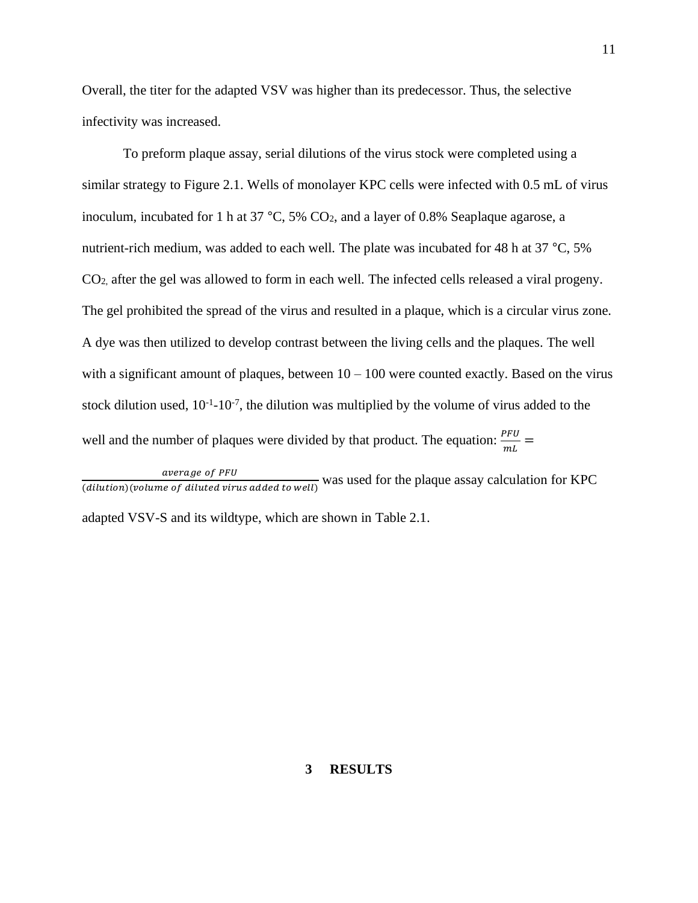Overall, the titer for the adapted VSV was higher than its predecessor. Thus, the selective infectivity was increased.

To preform plaque assay, serial dilutions of the virus stock were completed using a similar strategy to Figure 2.1. Wells of monolayer KPC cells were infected with 0.5 mL of virus inoculum, incubated for 1 h at 37 °C, 5% $CO_2$, and a layer of 0.8% Seaplaque agarose, a nutrient-rich medium, was added to each well. The plate was incubated for 48 h at 37 °C, 5% $CO_2$, after the gel was allowed to form in each well. The infected cells released a viral progeny. The gel prohibited the spread of the virus and resulted in a plaque, which is a circular virus zone. A dye was then utilized to develop contrast between the living cells and the plaques. The well with a significant amount of plaques, between 10 – 100 were counted exactly. Based on the virus stock dilution used, $10^{-1}$-$10^{-7}$, the dilution was multiplied by the volume of virus added to the well and the number of plaques were divided by that product. The equation: $\frac{PFU}{mL} = \frac{average\ of\ PFU}{(dilution)(volume\ of\ diluted\ virus\ added\ to\ well)}$ was used for the plaque assay calculation for KPC adapted VSV-S and its wildtype, which are shown in Table 2.1.

# 3 RESULTS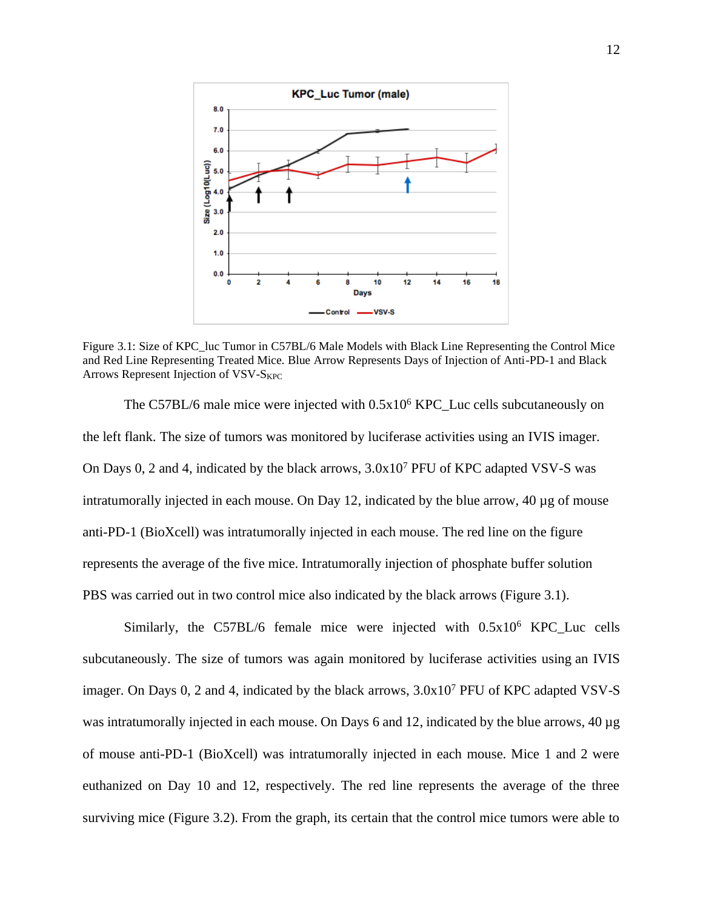Figure 3.1: Size of KPC_luc Tumor in C57BL/6 Male Models with Black Line Representing the Control Mice and Red Line Representing Treated Mice. Blue Arrow Represents Days of Injection of Anti-PD-1 and Black Arrows Represent Injection of VSV-$S_{KPC}$

The C57BL/6 male mice were injected with $0.5 \times 10^6$ KPC_Luc cells subcutaneously on the left flank. The size of tumors was monitored by luciferase activities using an IVIS imager. On Days 0, 2 and 4, indicated by the black arrows, $3.0 \times 10^7$ PFU of KPC adapted VSV-S was intratumorally injected in each mouse. On Day 12, indicated by the blue arrow, 40 µg of mouse anti-PD-1 (BioXcell) was intratumorally injected in each mouse. The red line on the figure represents the average of the five mice. Intratumorally injection of phosphate buffer solution PBS was carried out in two control mice also indicated by the black arrows (Figure 3.1).

Similarly, the C57BL/6 female mice were injected with $0.5 \times 10^6$ KPC_Luc cells subcutaneously. The size of tumors was again monitored by luciferase activities using an IVIS imager. On Days 0, 2 and 4, indicated by the black arrows, $3.0 \times 10^7$ PFU of KPC adapted VSV-S was intratumorally injected in each mouse. On Days 6 and 12, indicated by the blue arrows, 40 µg of mouse anti-PD-1 (BioXcell) was intratumorally injected in each mouse. Mice 1 and 2 were euthanized on Day 10 and 12, respectively. The red line represents the average of the three surviving mice (Figure 3.2). From the graph, its certain that the control mice tumors were able to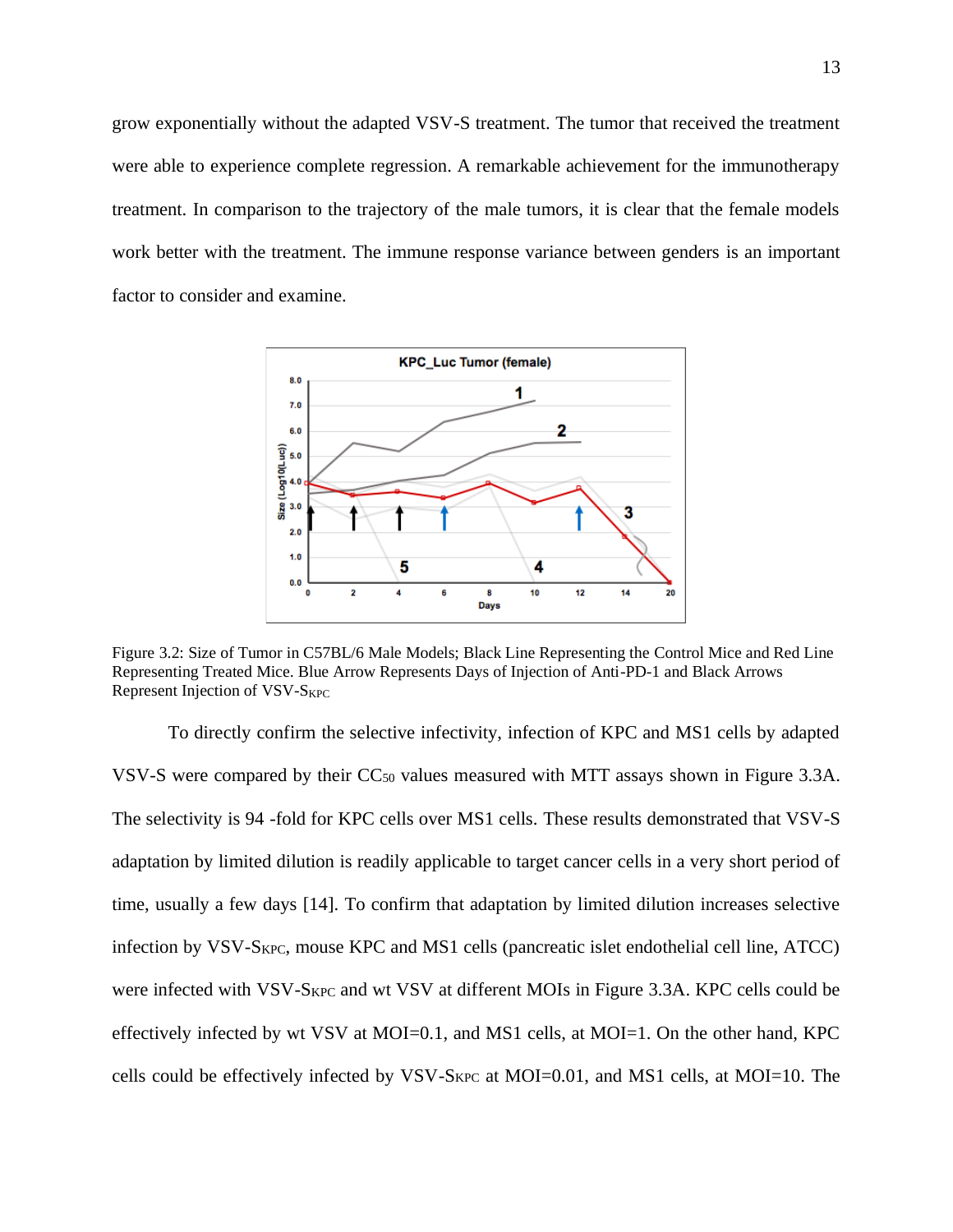grow exponentially without the adapted VSV-S treatment. The tumor that received the treatment were able to experience complete regression. A remarkable achievement for the immunotherapy treatment. In comparison to the trajectory of the male tumors, it is clear that the female models work better with the treatment. The immune response variance between genders is an important factor to consider and examine.

Figure 3.2: Size of Tumor in C57BL/6 Male Models; Black Line Representing the Control Mice and Red Line Representing Treated Mice. Blue Arrow Represents Days of Injection of Anti-PD-1 and Black Arrows Represent Injection of VSV-$S_{KPC}$

To directly confirm the selective infectivity, infection of KPC and MS1 cells by adapted VSV-S were compared by their $CC_{50}$ values measured with MTT assays shown in Figure 3.3A. The selectivity is 94 -fold for KPC cells over MS1 cells. These results demonstrated that VSV-S adaptation by limited dilution is readily applicable to target cancer cells in a very short period of time, usually a few days [14]. To confirm that adaptation by limited dilution increases selective infection by VSV-$S_{KPC}$, mouse KPC and MS1 cells (pancreatic islet endothelial cell line, ATCC) were infected with VSV-$S_{KPC}$ and wt VSV at different MOIs in Figure 3.3A. KPC cells could be effectively infected by wt VSV at MOI=0.1, and MS1 cells, at MOI=1. On the other hand, KPC cells could be effectively infected by VSV-$S_{KPC}$ at MOI=0.01, and MS1 cells, at MOI=10. The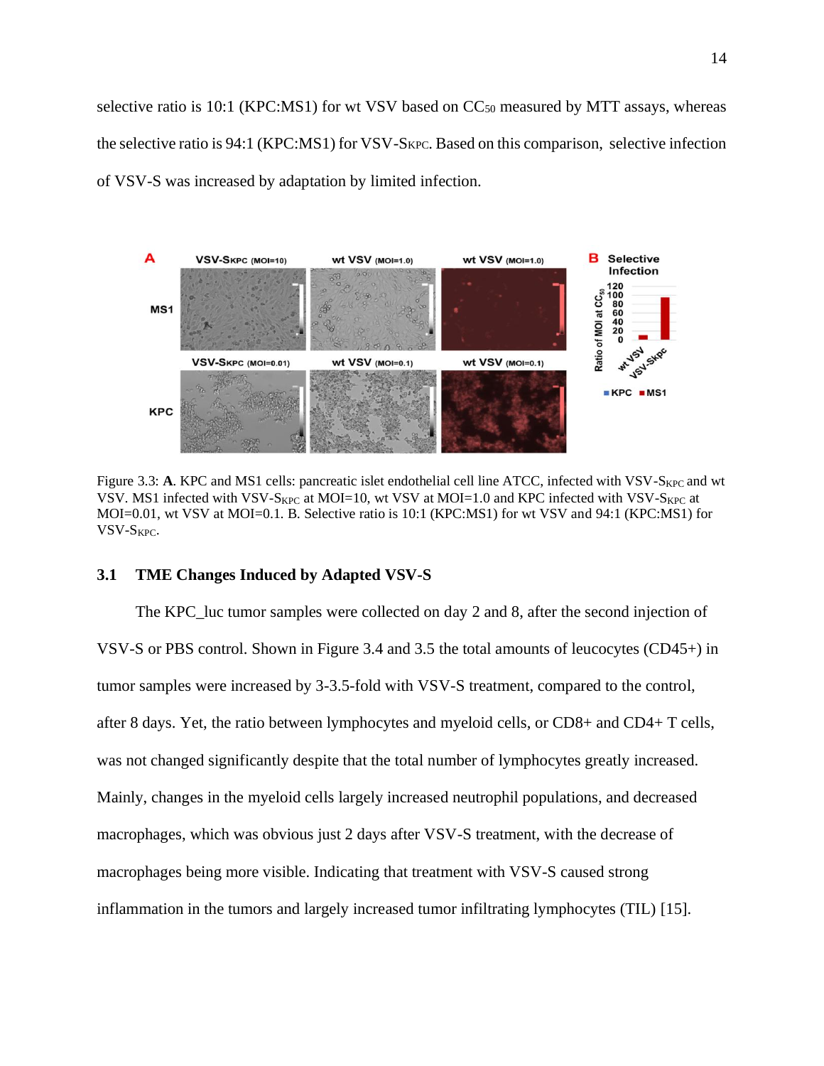selective ratio is 10:1 (KPC:MS1) for wt VSV based on $CC_{50}$ measured by MTT assays, whereas the selective ratio is 94:1 (KPC:MS1) for VSV-$S_{KPC}$. Based on this comparison, selective infection of VSV-S was increased by adaptation by limited infection.

Figure 3.3: **A**. KPC and MS1 cells: pancreatic islet endothelial cell line ATCC, infected with VSV-$S_{KPC}$ and wt VSV. MS1 infected with VSV-$S_{KPC}$ at MOI=10, wt VSV at MOI=1.0 and KPC infected with VSV-$S_{KPC}$ at MOI=0.01, wt VSV at MOI=0.1. B. Selective ratio is 10:1 (KPC:MS1) for wt VSV and 94:1 (KPC:MS1) for VSV-$S_{KPC}$.

## 3.1 TME Changes Induced by Adapted VSV-S

The KPC_luc tumor samples were collected on day 2 and 8, after the second injection of VSV-S or PBS control. Shown in Figure 3.4 and 3.5 the total amounts of leucocytes (CD45+) in tumor samples were increased by 3-3.5-fold with VSV-S treatment, compared to the control, after 8 days. Yet, the ratio between lymphocytes and myeloid cells, or CD8+ and CD4+ T cells, was not changed significantly despite that the total number of lymphocytes greatly increased. Mainly, changes in the myeloid cells largely increased neutrophil populations, and decreased macrophages, which was obvious just 2 days after VSV-S treatment, with the decrease of macrophages being more visible. Indicating that treatment with VSV-S caused strong inflammation in the tumors and largely increased tumor infiltrating lymphocytes (TIL) [15].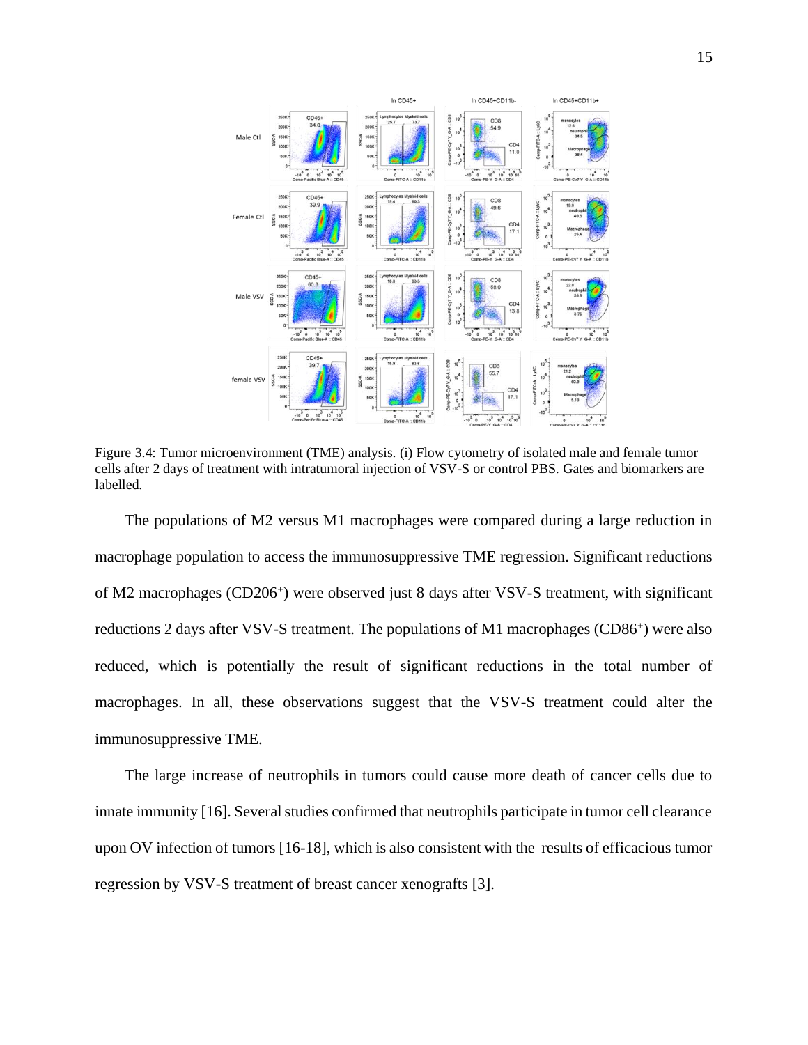Figure 3.4: Tumor microenvironment (TME) analysis. (i) Flow cytometry of isolated male and female tumor cells after 2 days of treatment with intratumoral injection of VSV-S or control PBS. Gates and biomarkers are labelled.

The populations of M2 versus M1 macrophages were compared during a large reduction in macrophage population to access the immunosuppressive TME regression. Significant reductions of M2 macrophages (CD206$^+$) were observed just 8 days after VSV-S treatment, with significant reductions 2 days after VSV-S treatment. The populations of M1 macrophages (CD86$^+$) were also reduced, which is potentially the result of significant reductions in the total number of macrophages. In all, these observations suggest that the VSV-S treatment could alter the immunosuppressive TME.

The large increase of neutrophils in tumors could cause more death of cancer cells due to innate immunity [16]. Several studies confirmed that neutrophils participate in tumor cell clearance upon OV infection of tumors [16-18], which is also consistent with the results of efficacious tumor regression by VSV-S treatment of breast cancer xenografts [3].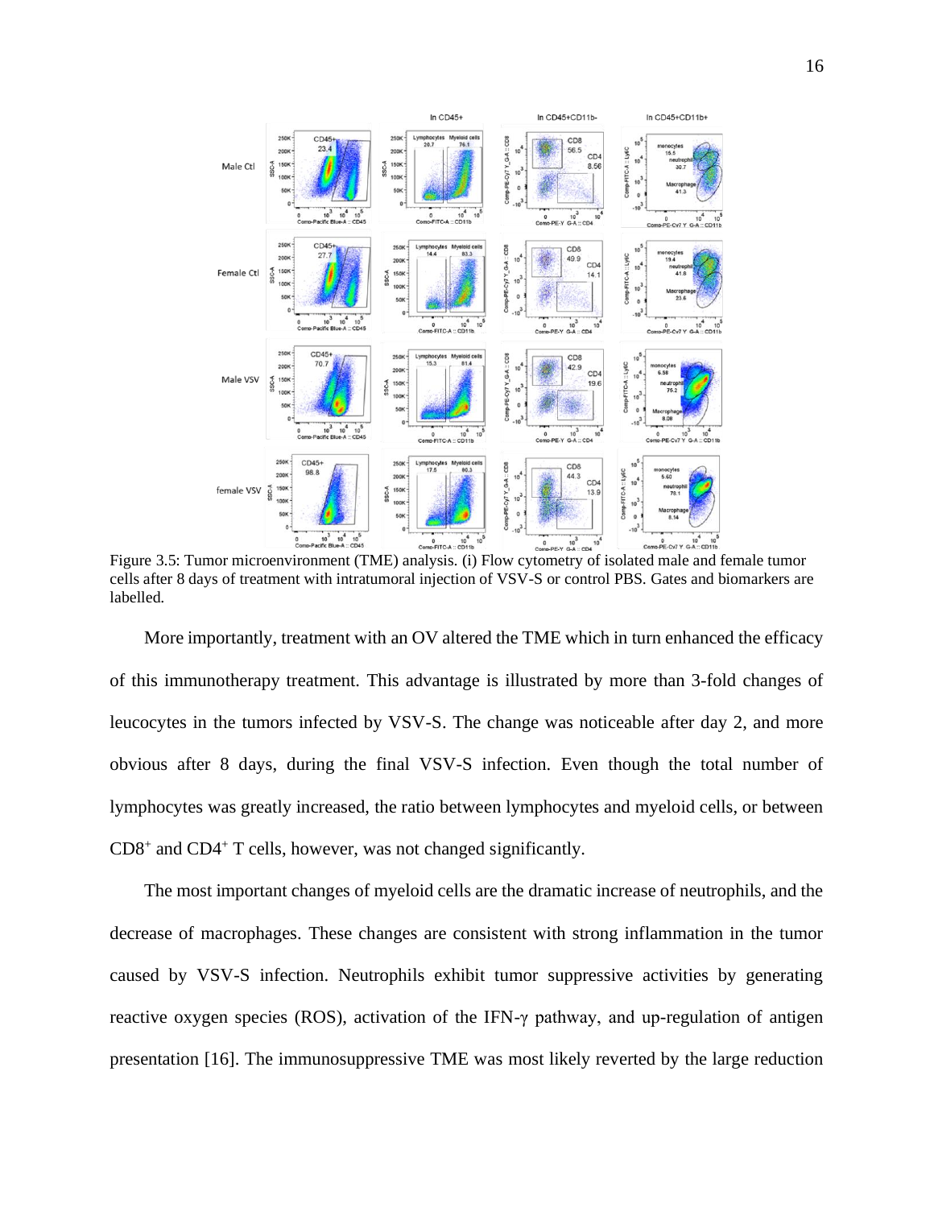Figure 3.5: Tumor microenvironment (TME) analysis. (i) Flow cytometry of isolated male and female tumor cells after 8 days of treatment with intratumoral injection of VSV-S or control PBS. Gates and biomarkers are labelled.

More importantly, treatment with an OV altered the TME which in turn enhanced the efficacy of this immunotherapy treatment. This advantage is illustrated by more than 3-fold changes of leucocytes in the tumors infected by VSV-S. The change was noticeable after day 2, and more obvious after 8 days, during the final VSV-S infection. Even though the total number of lymphocytes was greatly increased, the ratio between lymphocytes and myeloid cells, or between $CD8^+$ and $CD4^+$ T cells, however, was not changed significantly.

The most important changes of myeloid cells are the dramatic increase of neutrophils, and the decrease of macrophages. These changes are consistent with strong inflammation in the tumor caused by VSV-S infection. Neutrophils exhibit tumor suppressive activities by generating reactive oxygen species (ROS), activation of the IFN-γ pathway, and up-regulation of antigen presentation [16]. The immunosuppressive TME was most likely reverted by the large reduction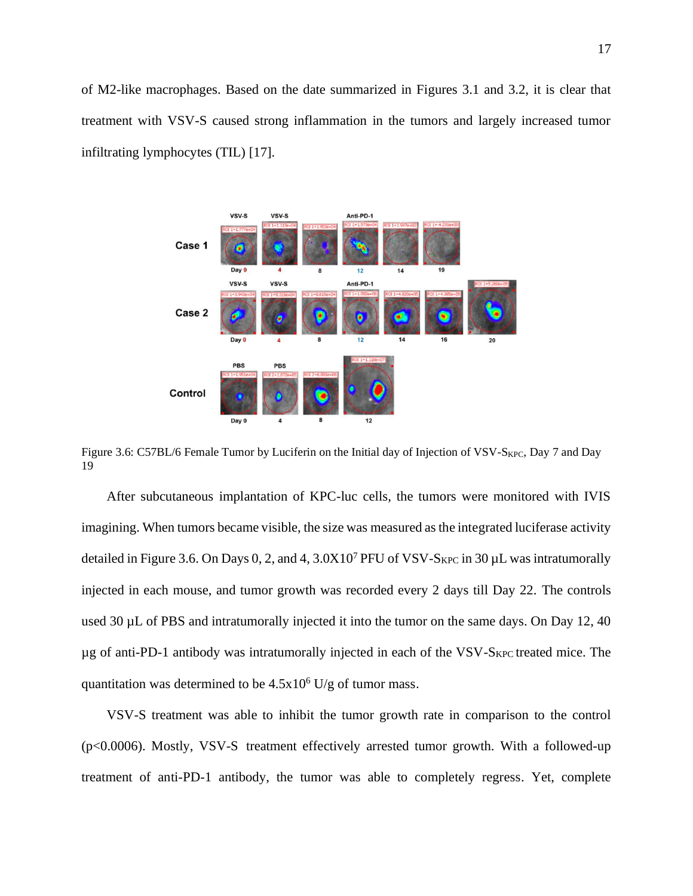of M2-like macrophages. Based on the date summarized in Figures 3.1 and 3.2, it is clear that treatment with VSV-S caused strong inflammation in the tumors and largely increased tumor infiltrating lymphocytes (TIL) [17].

Figure 3.6: C57BL/6 Female Tumor by Luciferin on the Initial day of Injection of VSV-$S_{KPC}$, Day 7 and Day 19

After subcutaneous implantation of KPC-luc cells, the tumors were monitored with IVIS imagining. When tumors became visible, the size was measured as the integrated luciferase activity detailed in Figure 3.6. On Days 0, 2, and 4, $3.0 \times 10^7$ PFU of VSV-$S_{KPC}$ in 30 µL was intratumorally injected in each mouse, and tumor growth was recorded every 2 days till Day 22. The controls used 30 µL of PBS and intratumorally injected it into the tumor on the same days. On Day 12, 40 µg of anti-PD-1 antibody was intratumorally injected in each of the VSV-$S_{KPC}$ treated mice. The quantitation was determined to be $4.5 \times 10^6$ U/g of tumor mass.

VSV-S treatment was able to inhibit the tumor growth rate in comparison to the control ($p<0.0006$). Mostly, VSV-S treatment effectively arrested tumor growth. With a followed-up treatment of anti-PD-1 antibody, the tumor was able to completely regress. Yet, complete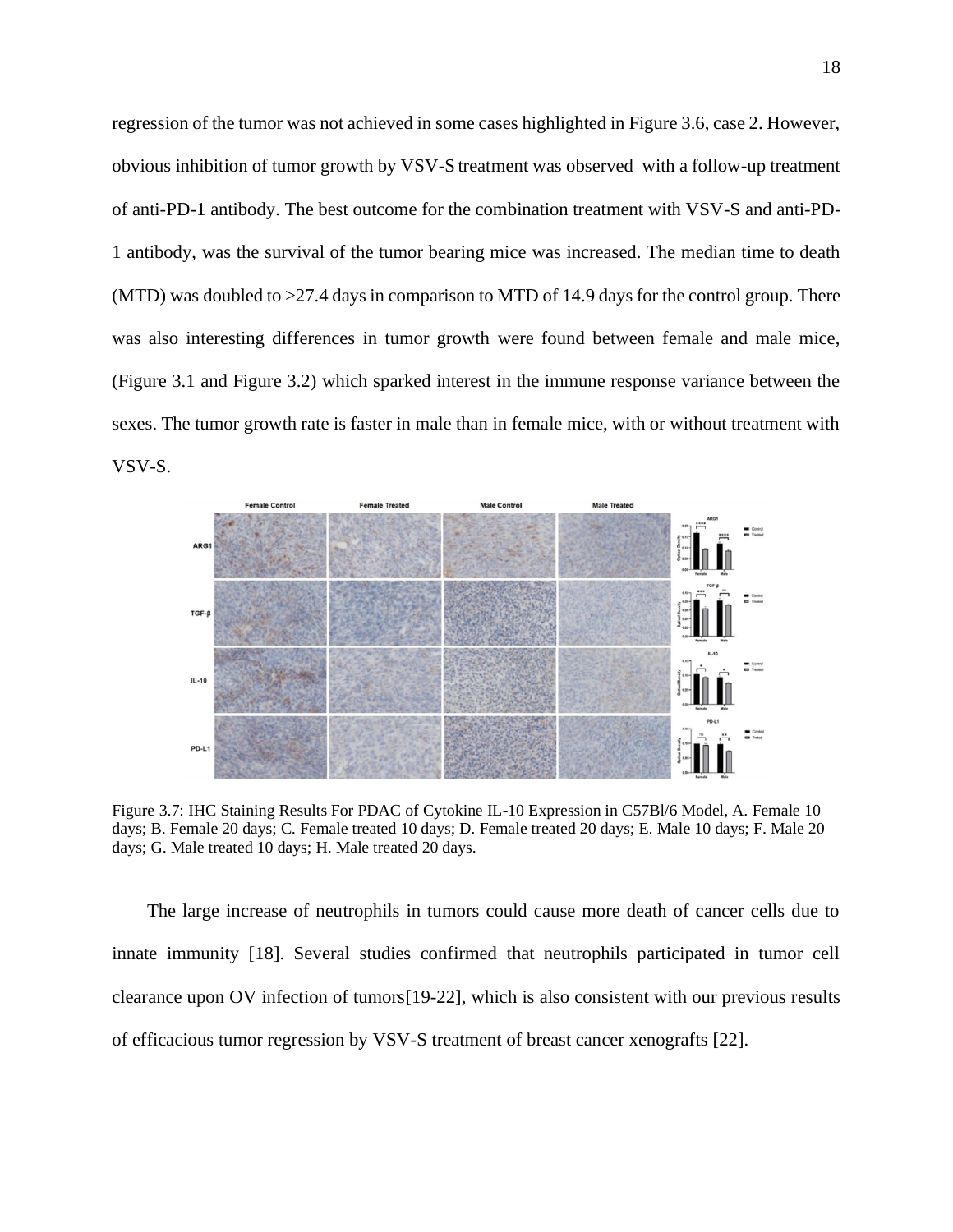regression of the tumor was not achieved in some cases highlighted in Figure 3.6, case 2. However, obvious inhibition of tumor growth by VSV-S treatment was observed with a follow-up treatment of anti-PD-1 antibody. The best outcome for the combination treatment with VSV-S and anti-PD-1 antibody, was the survival of the tumor bearing mice was increased. The median time to death (MTD) was doubled to >27.4 days in comparison to MTD of 14.9 days for the control group. There was also interesting differences in tumor growth were found between female and male mice, (Figure 3.1 and Figure 3.2) which sparked interest in the immune response variance between the sexes. The tumor growth rate is faster in male than in female mice, with or without treatment with VSV-S.

Figure 3.7: IHC Staining Results For PDAC of Cytokine IL-10 Expression in C57Bl/6 Model, A. Female 10 days; B. Female 20 days; C. Female treated 10 days; D. Female treated 20 days; E. Male 10 days; F. Male 20 days; G. Male treated 10 days; H. Male treated 20 days.

The large increase of neutrophils in tumors could cause more death of cancer cells due to innate immunity [18]. Several studies confirmed that neutrophils participated in tumor cell clearance upon OV infection of tumors[19-22], which is also consistent with our previous results of efficacious tumor regression by VSV-S treatment of breast cancer xenografts [22].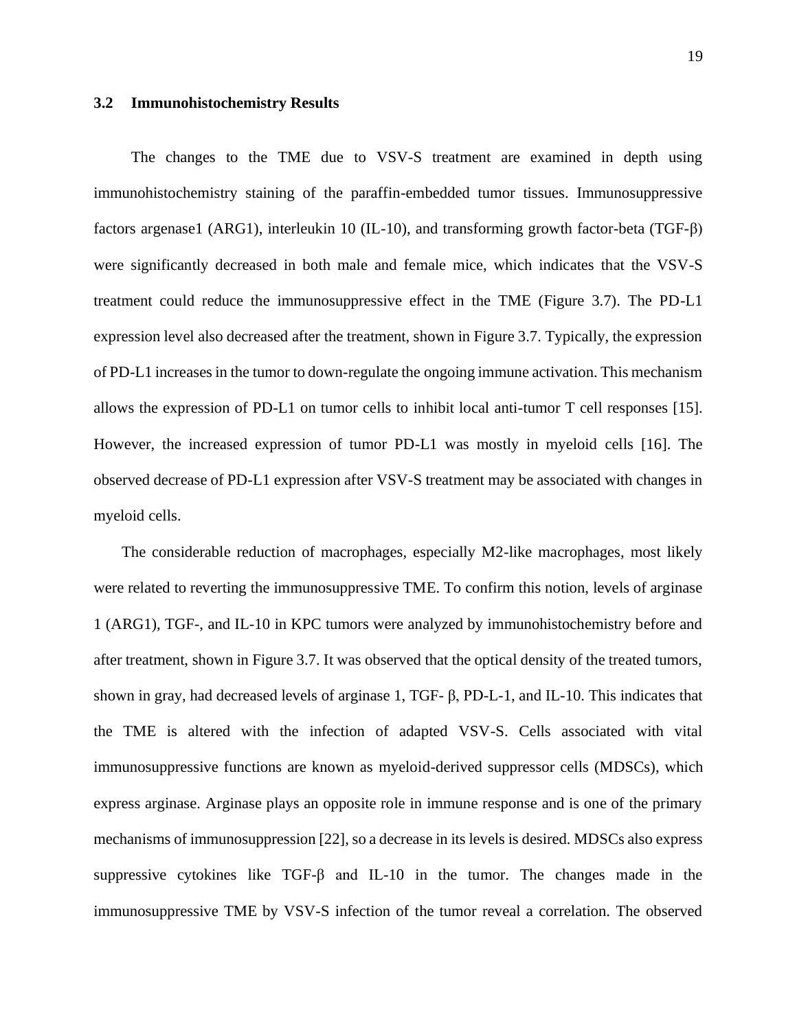### 3.2 Immunohistochemistry Results

The changes to the TME due to VSV-S treatment are examined in depth using immunohistochemistry staining of the paraffin-embedded tumor tissues. Immunosuppressive factors argenase1 (ARG1), interleukin 10 (IL-10), and transforming growth factor-beta (TGF-β) were significantly decreased in both male and female mice, which indicates that the VSV-S treatment could reduce the immunosuppressive effect in the TME (Figure 3.7). The PD-L1 expression level also decreased after the treatment, shown in Figure 3.7. Typically, the expression of PD-L1 increases in the tumor to down-regulate the ongoing immune activation. This mechanism allows the expression of PD-L1 on tumor cells to inhibit local anti-tumor T cell responses [15]. However, the increased expression of tumor PD-L1 was mostly in myeloid cells [16]. The observed decrease of PD-L1 expression after VSV-S treatment may be associated with changes in myeloid cells.

The considerable reduction of macrophages, especially M2-like macrophages, most likely were related to reverting the immunosuppressive TME. To confirm this notion, levels of arginase 1 (ARG1), TGF-, and IL-10 in KPC tumors were analyzed by immunohistochemistry before and after treatment, shown in Figure 3.7. It was observed that the optical density of the treated tumors, shown in gray, had decreased levels of arginase 1, TGF- β, PD-L-1, and IL-10. This indicates that the TME is altered with the infection of adapted VSV-S. Cells associated with vital immunosuppressive functions are known as myeloid-derived suppressor cells (MDSCs), which express arginase. Arginase plays an opposite role in immune response and is one of the primary mechanisms of immunosuppression [22], so a decrease in its levels is desired. MDSCs also express suppressive cytokines like TGF-β and IL-10 in the tumor. The changes made in the immunosuppressive TME by VSV-S infection of the tumor reveal a correlation. The observed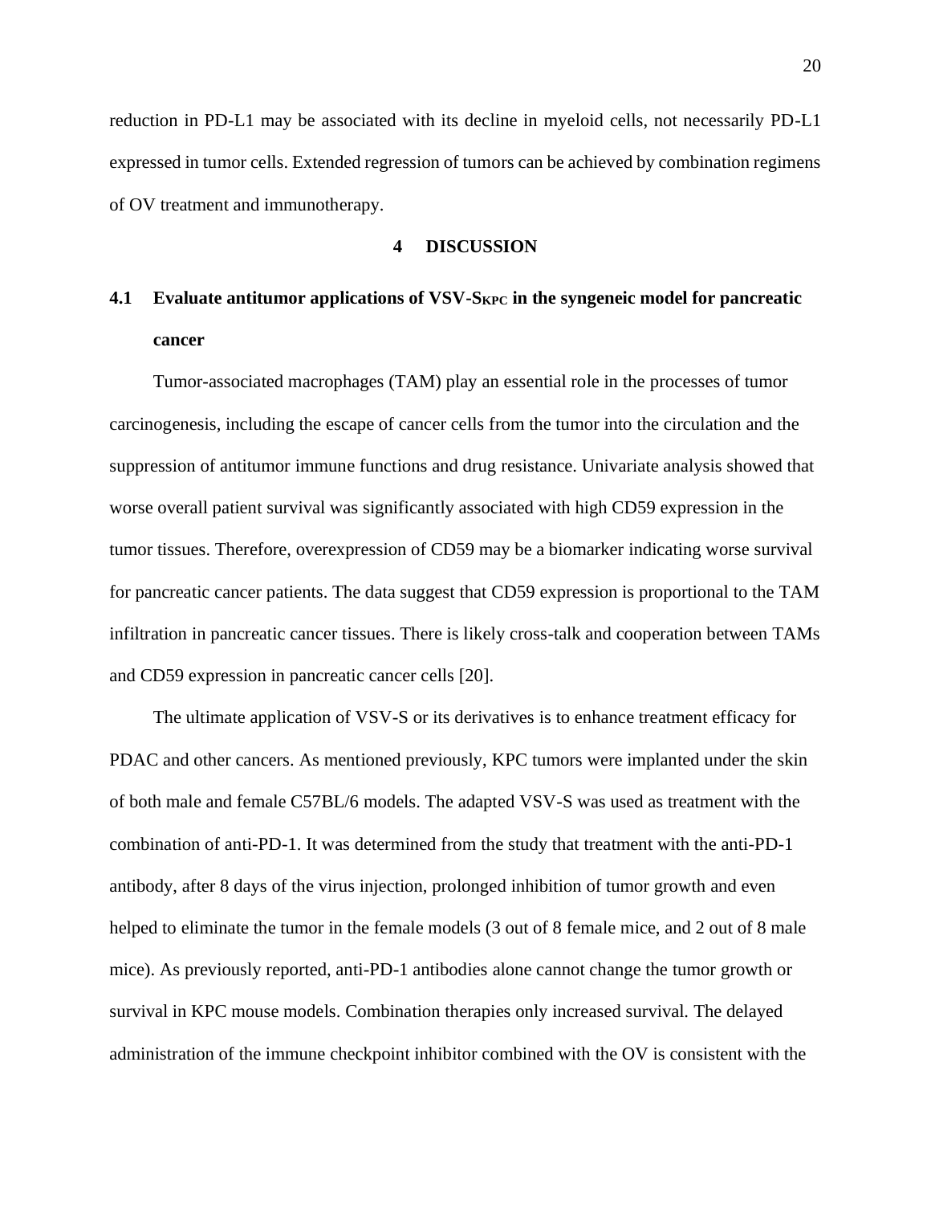reduction in PD-L1 may be associated with its decline in myeloid cells, not necessarily PD-L1 expressed in tumor cells. Extended regression of tumors can be achieved by combination regimens of OV treatment and immunotherapy.

# 4 DISCUSSION

## 4.1 Evaluate antitumor applications of VSV-$S_{KPC}$ in the syngeneic model for pancreatic cancer

Tumor-associated macrophages (TAM) play an essential role in the processes of tumor carcinogenesis, including the escape of cancer cells from the tumor into the circulation and the suppression of antitumor immune functions and drug resistance. Univariate analysis showed that worse overall patient survival was significantly associated with high CD59 expression in the tumor tissues. Therefore, overexpression of CD59 may be a biomarker indicating worse survival for pancreatic cancer patients. The data suggest that CD59 expression is proportional to the TAM infiltration in pancreatic cancer tissues. There is likely cross-talk and cooperation between TAMs and CD59 expression in pancreatic cancer cells [20].

The ultimate application of VSV-S or its derivatives is to enhance treatment efficacy for PDAC and other cancers. As mentioned previously, KPC tumors were implanted under the skin of both male and female C57BL/6 models. The adapted VSV-S was used as treatment with the combination of anti-PD-1. It was determined from the study that treatment with the anti-PD-1 antibody, after 8 days of the virus injection, prolonged inhibition of tumor growth and even helped to eliminate the tumor in the female models (3 out of 8 female mice, and 2 out of 8 male mice). As previously reported, anti-PD-1 antibodies alone cannot change the tumor growth or survival in KPC mouse models. Combination therapies only increased survival. The delayed administration of the immune checkpoint inhibitor combined with the OV is consistent with the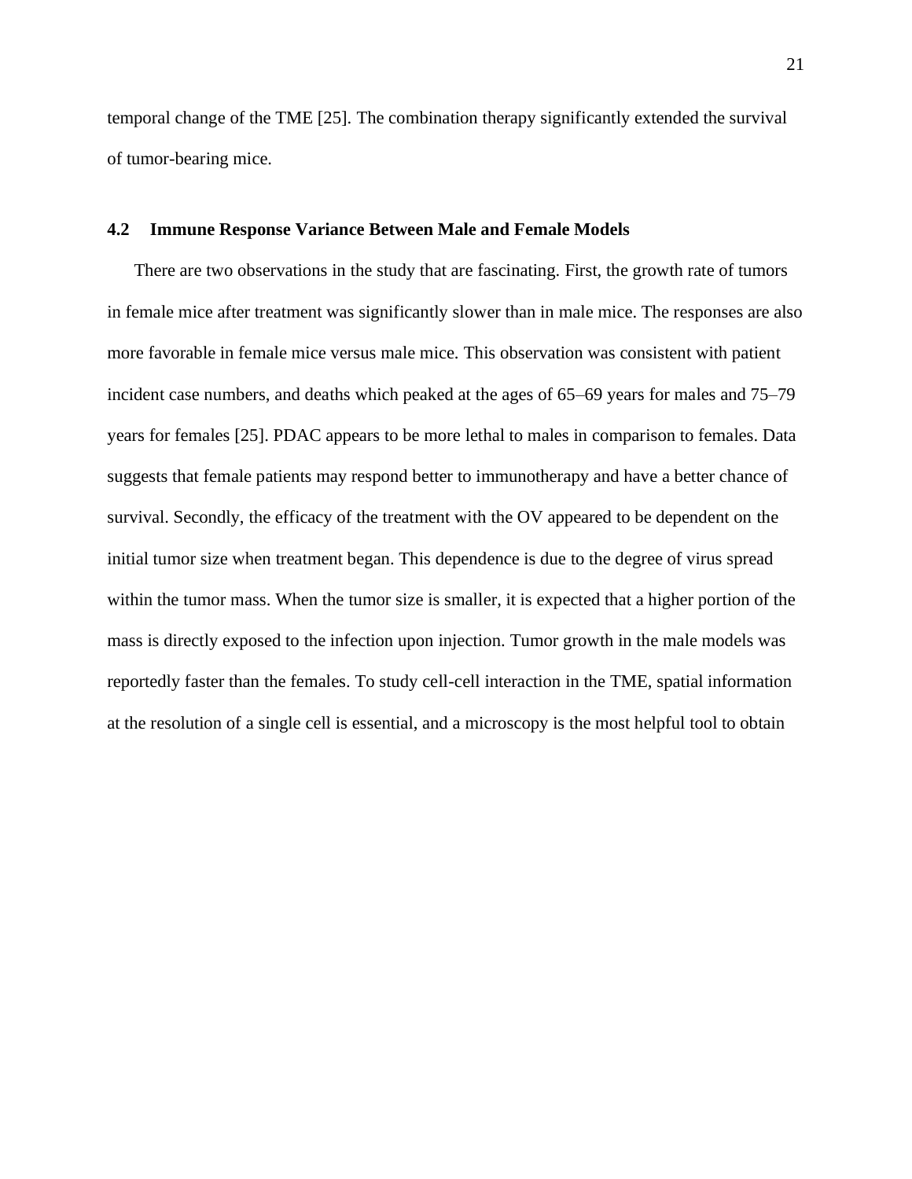temporal change of the TME [25]. The combination therapy significantly extended the survival of tumor-bearing mice.

## 4.2 Immune Response Variance Between Male and Female Models

There are two observations in the study that are fascinating. First, the growth rate of tumors in female mice after treatment was significantly slower than in male mice. The responses are also more favorable in female mice versus male mice. This observation was consistent with patient incident case numbers, and deaths which peaked at the ages of 65–69 years for males and 75–79 years for females [25]. PDAC appears to be more lethal to males in comparison to females. Data suggests that female patients may respond better to immunotherapy and have a better chance of survival. Secondly, the efficacy of the treatment with the OV appeared to be dependent on the initial tumor size when treatment began. This dependence is due to the degree of virus spread within the tumor mass. When the tumor size is smaller, it is expected that a higher portion of the mass is directly exposed to the infection upon injection. Tumor growth in the male models was reportedly faster than the females. To study cell-cell interaction in the TME, spatial information at the resolution of a single cell is essential, and a microscopy is the most helpful tool to obtain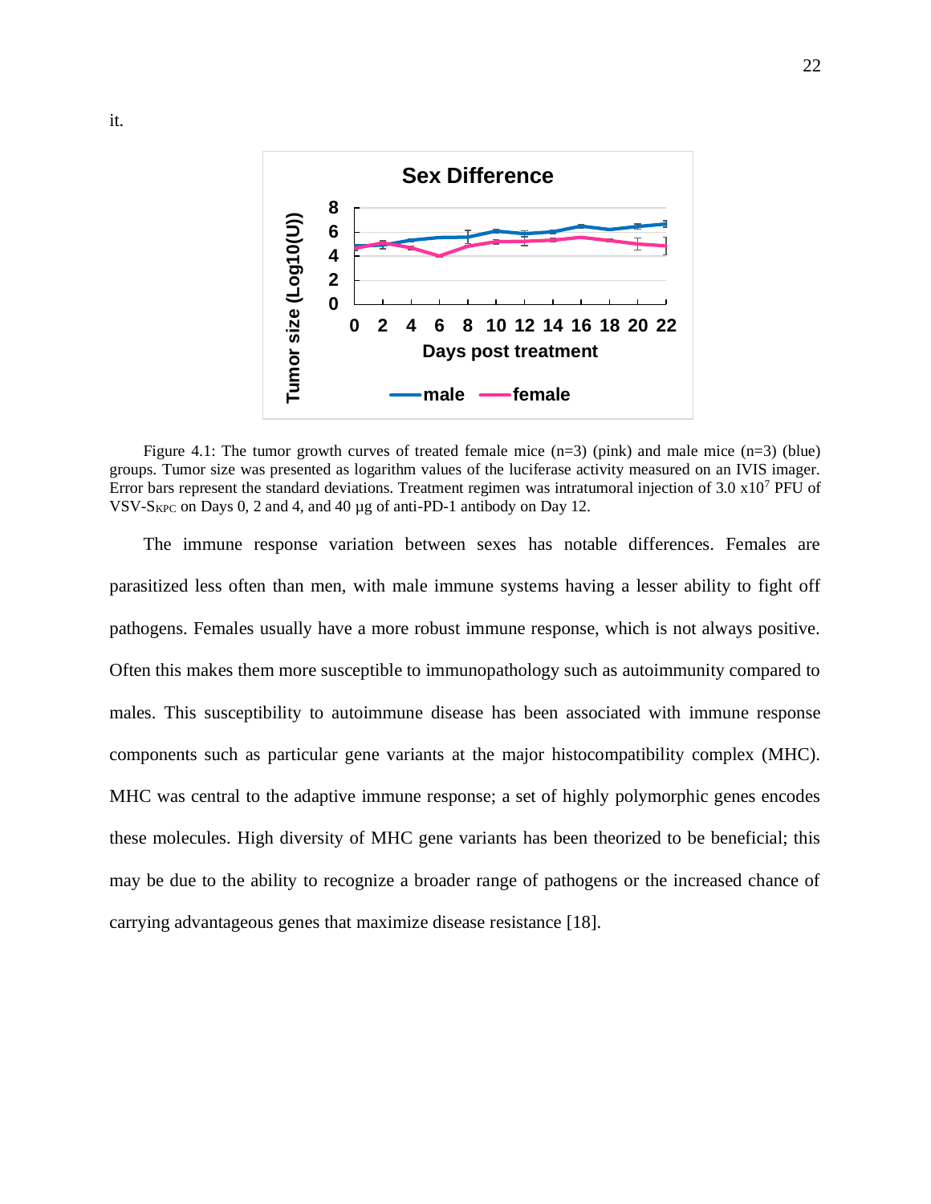it.

Figure 4.1: The tumor growth curves of treated female mice (n=3) (pink) and male mice (n=3) (blue) groups. Tumor size was presented as logarithm values of the luciferase activity measured on an IVIS imager. Error bars represent the standard deviations. Treatment regimen was intratumoral injection of 3.0 x$10^7$ PFU of VSV-$S_{KPC}$ on Days 0, 2 and 4, and 40 µg of anti-PD-1 antibody on Day 12.

The immune response variation between sexes has notable differences. Females are parasitized less often than men, with male immune systems having a lesser ability to fight off pathogens. Females usually have a more robust immune response, which is not always positive. Often this makes them more susceptible to immunopathology such as autoimmunity compared to males. This susceptibility to autoimmune disease has been associated with immune response components such as particular gene variants at the major histocompatibility complex (MHC). MHC was central to the adaptive immune response; a set of highly polymorphic genes encodes these molecules. High diversity of MHC gene variants has been theorized to be beneficial; this may be due to the ability to recognize a broader range of pathogens or the increased chance of carrying advantageous genes that maximize disease resistance [18].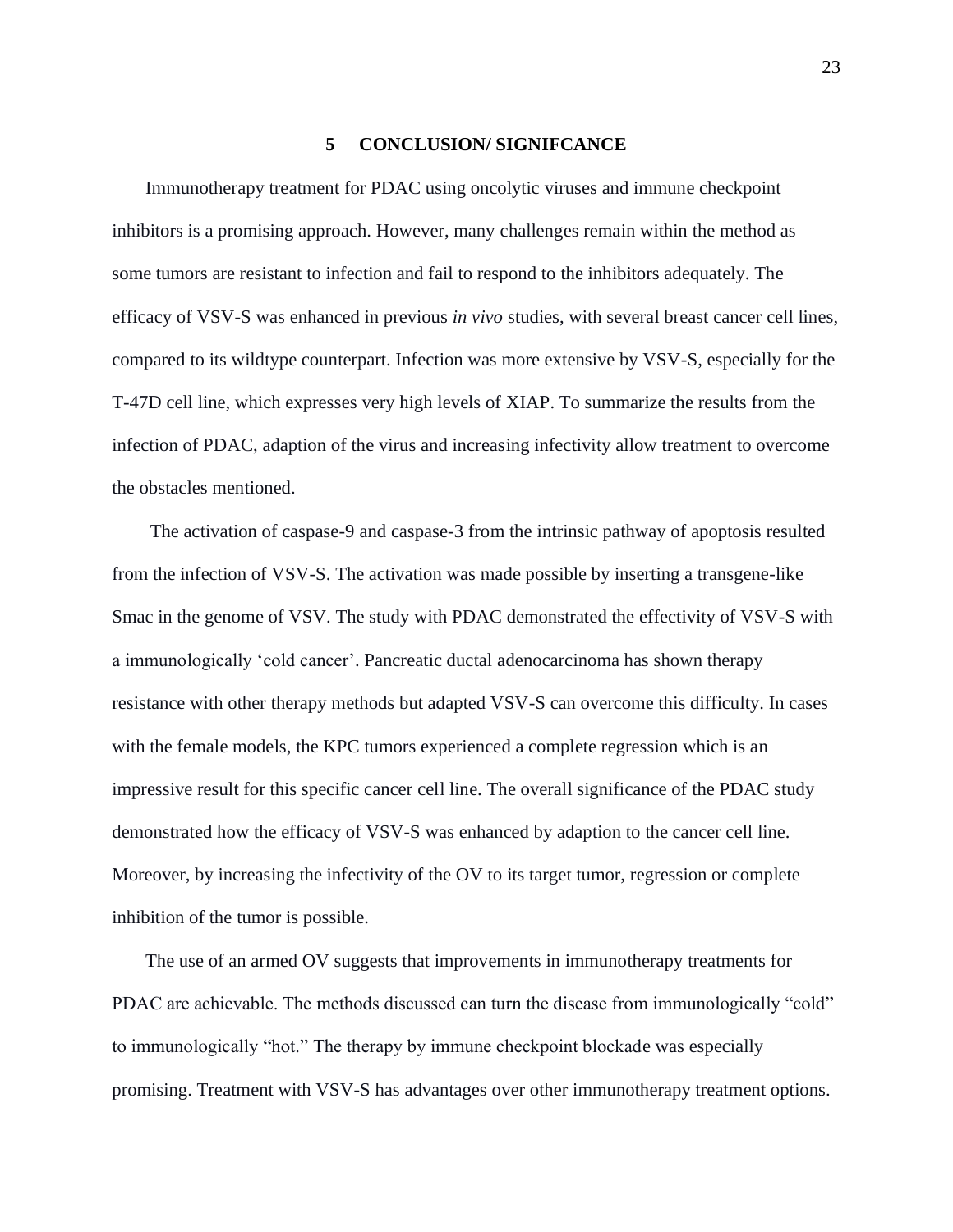# 5 CONCLUSION/ SIGNIFCANCE

Immunotherapy treatment for PDAC using oncolytic viruses and immune checkpoint inhibitors is a promising approach. However, many challenges remain within the method as some tumors are resistant to infection and fail to respond to the inhibitors adequately. The efficacy of VSV-S was enhanced in previous *in vivo* studies, with several breast cancer cell lines, compared to its wildtype counterpart. Infection was more extensive by VSV-S, especially for the T-47D cell line, which expresses very high levels of XIAP. To summarize the results from the infection of PDAC, adaption of the virus and increasing infectivity allow treatment to overcome the obstacles mentioned.

The activation of caspase-9 and caspase-3 from the intrinsic pathway of apoptosis resulted from the infection of VSV-S. The activation was made possible by inserting a transgene-like Smac in the genome of VSV. The study with PDAC demonstrated the effectivity of VSV-S with a immunologically 'cold cancer'. Pancreatic ductal adenocarcinoma has shown therapy resistance with other therapy methods but adapted VSV-S can overcome this difficulty. In cases with the female models, the KPC tumors experienced a complete regression which is an impressive result for this specific cancer cell line. The overall significance of the PDAC study demonstrated how the efficacy of VSV-S was enhanced by adaption to the cancer cell line. Moreover, by increasing the infectivity of the OV to its target tumor, regression or complete inhibition of the tumor is possible.

The use of an armed OV suggests that improvements in immunotherapy treatments for PDAC are achievable. The methods discussed can turn the disease from immunologically "cold" to immunologically "hot." The therapy by immune checkpoint blockade was especially promising. Treatment with VSV-S has advantages over other immunotherapy treatment options.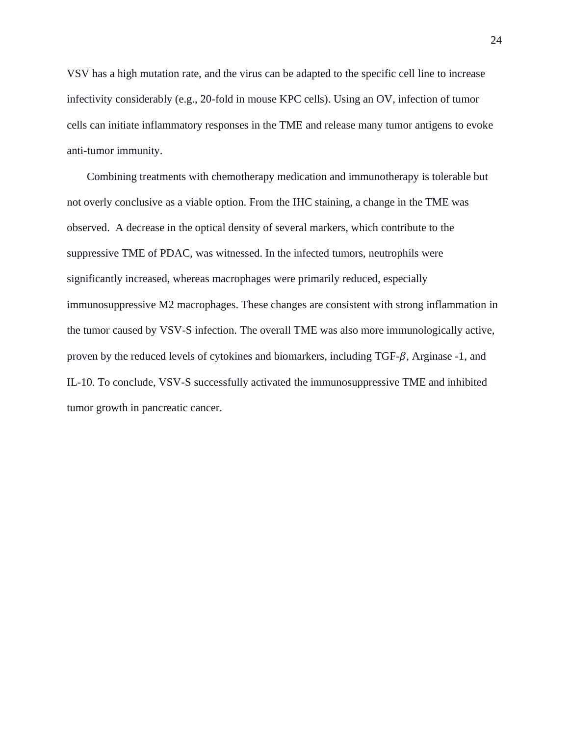VSV has a high mutation rate, and the virus can be adapted to the specific cell line to increase infectivity considerably (e.g., 20-fold in mouse KPC cells). Using an OV, infection of tumor cells can initiate inflammatory responses in the TME and release many tumor antigens to evoke anti-tumor immunity.

Combining treatments with chemotherapy medication and immunotherapy is tolerable but not overly conclusive as a viable option. From the IHC staining, a change in the TME was observed. A decrease in the optical density of several markers, which contribute to the suppressive TME of PDAC, was witnessed. In the infected tumors, neutrophils were significantly increased, whereas macrophages were primarily reduced, especially immunosuppressive M2 macrophages. These changes are consistent with strong inflammation in the tumor caused by VSV-S infection. The overall TME was also more immunologically active, proven by the reduced levels of cytokines and biomarkers, including TGF-$\beta$, Arginase -1, and IL-10. To conclude, VSV-S successfully activated the immunosuppressive TME and inhibited tumor growth in pancreatic cancer.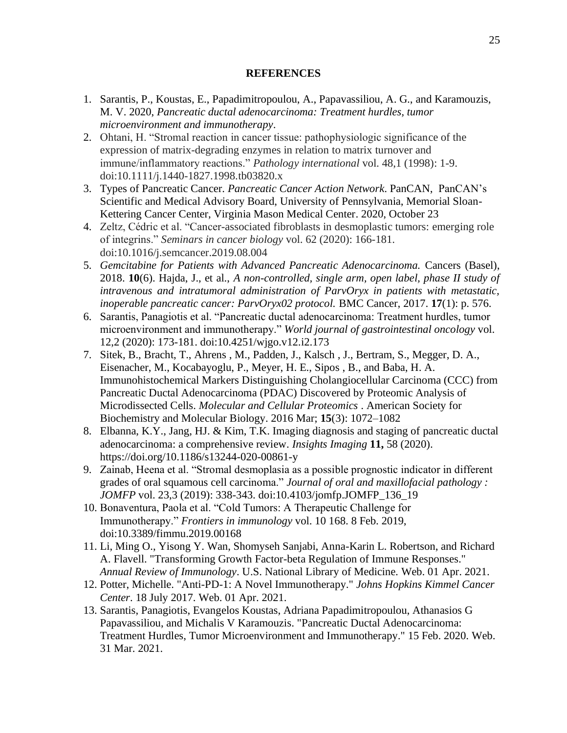## REFERENCES

1. Sarantis, P., Koustas, E., Papadimitropoulou, A., Papavassiliou, A. G., and Karamouzis, M. V. 2020, *Pancreatic ductal adenocarcinoma: Treatment hurdles, tumor microenvironment and immunotherapy*.
2. Ohtani, H. "Stromal reaction in cancer tissue: pathophysiologic significance of the expression of matrix-degrading enzymes in relation to matrix turnover and immune/inflammatory reactions." *Pathology international* vol. 48,1 (1998): 1-9. doi:10.1111/j.1440-1827.1998.tb03820.x
3. Types of Pancreatic Cancer. *Pancreatic Cancer Action Network*. PanCAN, PanCAN's Scientific and Medical Advisory Board, University of Pennsylvania, Memorial Sloan-Kettering Cancer Center, Virginia Mason Medical Center. 2020, October 23
4. Zeltz, Cédric et al. "Cancer-associated fibroblasts in desmoplastic tumors: emerging role of integrins." *Seminars in cancer biology* vol. 62 (2020): 166-181. doi:10.1016/j.semcancer.2019.08.004
5. *Gemcitabine for Patients with Advanced Pancreatic Adenocarcinoma.* Cancers (Basel), 2018. **10**(6). Hajda, J., et al., *A non-controlled, single arm, open label, phase II study of intravenous and intratumoral administration of ParvOryx in patients with metastatic, inoperable pancreatic cancer: ParvOryx02 protocol.* BMC Cancer, 2017. **17**(1): p. 576.
6. Sarantis, Panagiotis et al. "Pancreatic ductal adenocarcinoma: Treatment hurdles, tumor microenvironment and immunotherapy." *World journal of gastrointestinal oncology* vol. 12,2 (2020): 173-181. doi:10.4251/wjgo.v12.i2.173
7. Sitek, B., Bracht, T., Ahrens , M., Padden, J., Kalsch , J., Bertram, S., Megger, D. A., Eisenacher, M., Kocabayoglu, P., Meyer, H. E., Sipos , B., and Baba, H. A. Immunohistochemical Markers Distinguishing Cholangiocellular Carcinoma (CCC) from Pancreatic Ductal Adenocarcinoma (PDAC) Discovered by Proteomic Analysis of Microdissected Cells. *Molecular and Cellular Proteomics* . American Society for Biochemistry and Molecular Biology. 2016 Mar; **15**(3): 1072–1082
8. Elbanna, K.Y., Jang, HJ. & Kim, T.K. Imaging diagnosis and staging of pancreatic ductal adenocarcinoma: a comprehensive review. *Insights Imaging* **11,** 58 (2020). https://doi.org/10.1186/s13244-020-00861-y
9. Zainab, Heena et al. "Stromal desmoplasia as a possible prognostic indicator in different grades of oral squamous cell carcinoma." *Journal of oral and maxillofacial pathology : JOMFP* vol. 23,3 (2019): 338-343. doi:10.4103/jomfp.JOMFP_136_19
10. Bonaventura, Paola et al. "Cold Tumors: A Therapeutic Challenge for Immunotherapy." *Frontiers in immunology* vol. 10 168. 8 Feb. 2019, doi:10.3389/fimmu.2019.00168
11. Li, Ming O., Yisong Y. Wan, Shomyseh Sanjabi, Anna-Karin L. Robertson, and Richard A. Flavell. "Transforming Growth Factor-beta Regulation of Immune Responses." *Annual Review of Immunology*. U.S. National Library of Medicine. Web. 01 Apr. 2021.
12. Potter, Michelle. "Anti-PD-1: A Novel Immunotherapy." *Johns Hopkins Kimmel Cancer Center*. 18 July 2017. Web. 01 Apr. 2021.
13. Sarantis, Panagiotis, Evangelos Koustas, Adriana Papadimitropoulou, Athanasios G Papavassiliou, and Michalis V Karamouzis. "Pancreatic Ductal Adenocarcinoma: Treatment Hurdles, Tumor Microenvironment and Immunotherapy." 15 Feb. 2020. Web. 31 Mar. 2021.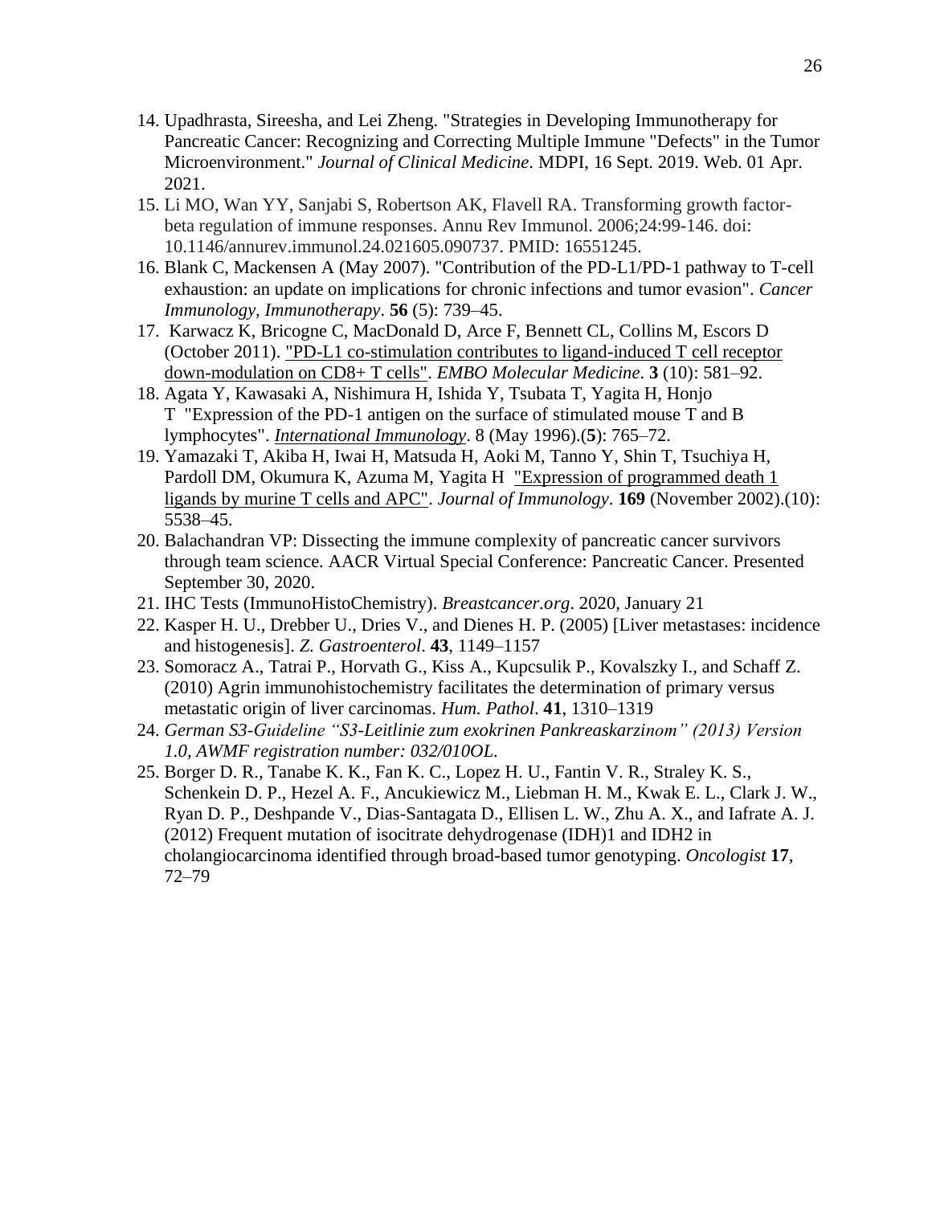14. Upadhrasta, Sireesha, and Lei Zheng. "Strategies in Developing Immunotherapy for Pancreatic Cancer: Recognizing and Correcting Multiple Immune "Defects" in the Tumor Microenvironment." *Journal of Clinical Medicine*. MDPI, 16 Sept. 2019. Web. 01 Apr. 2021.
15. Li MO, Wan YY, Sanjabi S, Robertson AK, Flavell RA. Transforming growth factor-beta regulation of immune responses. Annu Rev Immunol. 2006;24:99-146. doi: 10.1146/annurev.immunol.24.021605.090737. PMID: 16551245.
16. Blank C, Mackensen A (May 2007). "Contribution of the PD-L1/PD-1 pathway to T-cell exhaustion: an update on implications for chronic infections and tumor evasion". *Cancer Immunology, Immunotherapy*. **56** (5): 739–45.
17. Karwacz K, Bricogne C, MacDonald D, Arce F, Bennett CL, Collins M, Escors D (October 2011). "PD-L1 co-stimulation contributes to ligand-induced T cell receptor down-modulation on CD8+ T cells". *EMBO Molecular Medicine*. **3** (10): 581–92.
18. Agata Y, Kawasaki A, Nishimura H, Ishida Y, Tsubata T, Yagita H, Honjo T "Expression of the PD-1 antigen on the surface of stimulated mouse T and B lymphocytes". *International Immunology*. 8 (May 1996).(**5**): 765–72.
19. Yamazaki T, Akiba H, Iwai H, Matsuda H, Aoki M, Tanno Y, Shin T, Tsuchiya H, Pardoll DM, Okumura K, Azuma M, Yagita H "Expression of programmed death 1 ligands by murine T cells and APC". *Journal of Immunology*. **169** (November 2002).(10): 5538–45.
20. Balachandran VP: Dissecting the immune complexity of pancreatic cancer survivors through team science. AACR Virtual Special Conference: Pancreatic Cancer. Presented September 30, 2020.
21. IHC Tests (ImmunoHistoChemistry). *Breastcancer.org*. 2020, January 21
22. Kasper H. U., Drebber U., Dries V., and Dienes H. P. (2005) [Liver metastases: incidence and histogenesis]. *Z. Gastroenterol*. **43**, 1149–1157
23. Somoracz A., Tatrai P., Horvath G., Kiss A., Kupcsulik P., Kovalszky I., and Schaff Z. (2010) Agrin immunohistochemistry facilitates the determination of primary versus metastatic origin of liver carcinomas. *Hum. Pathol*. **41**, 1310–1319
24. *German S3-Guideline "S3-Leitlinie zum exokrinen Pankreaskarzinom" (2013) Version 1.0, AWMF registration number: 032/010OL.*
25. Borger D. R., Tanabe K. K., Fan K. C., Lopez H. U., Fantin V. R., Straley K. S., Schenkein D. P., Hezel A. F., Ancukiewicz M., Liebman H. M., Kwak E. L., Clark J. W., Ryan D. P., Deshpande V., Dias-Santagata D., Ellisen L. W., Zhu A. X., and Iafrate A. J. (2012) Frequent mutation of isocitrate dehydrogenase (IDH)1 and IDH2 in cholangiocarcinoma identified through broad-based tumor genotyping. *Oncologist* **17**, 72–79